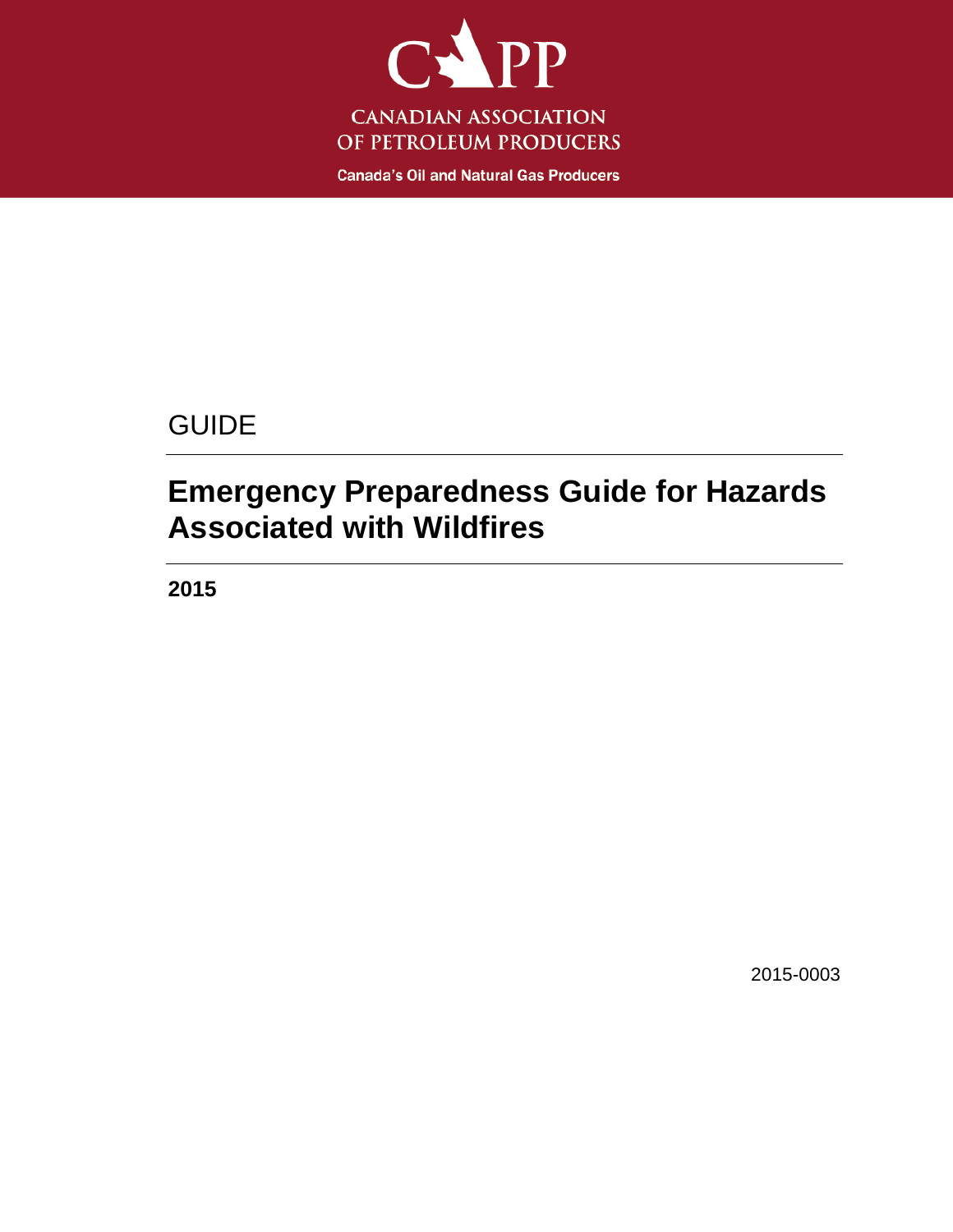CAPP

CANADIAN ASSOCIATION OF PETROLEUM PRODUCERS

Canada's Oil and Natural Gas Producers

GUIDE

# Emergency Preparedness Guide for Hazards Associated with Wildfires

**2015**

2015-0003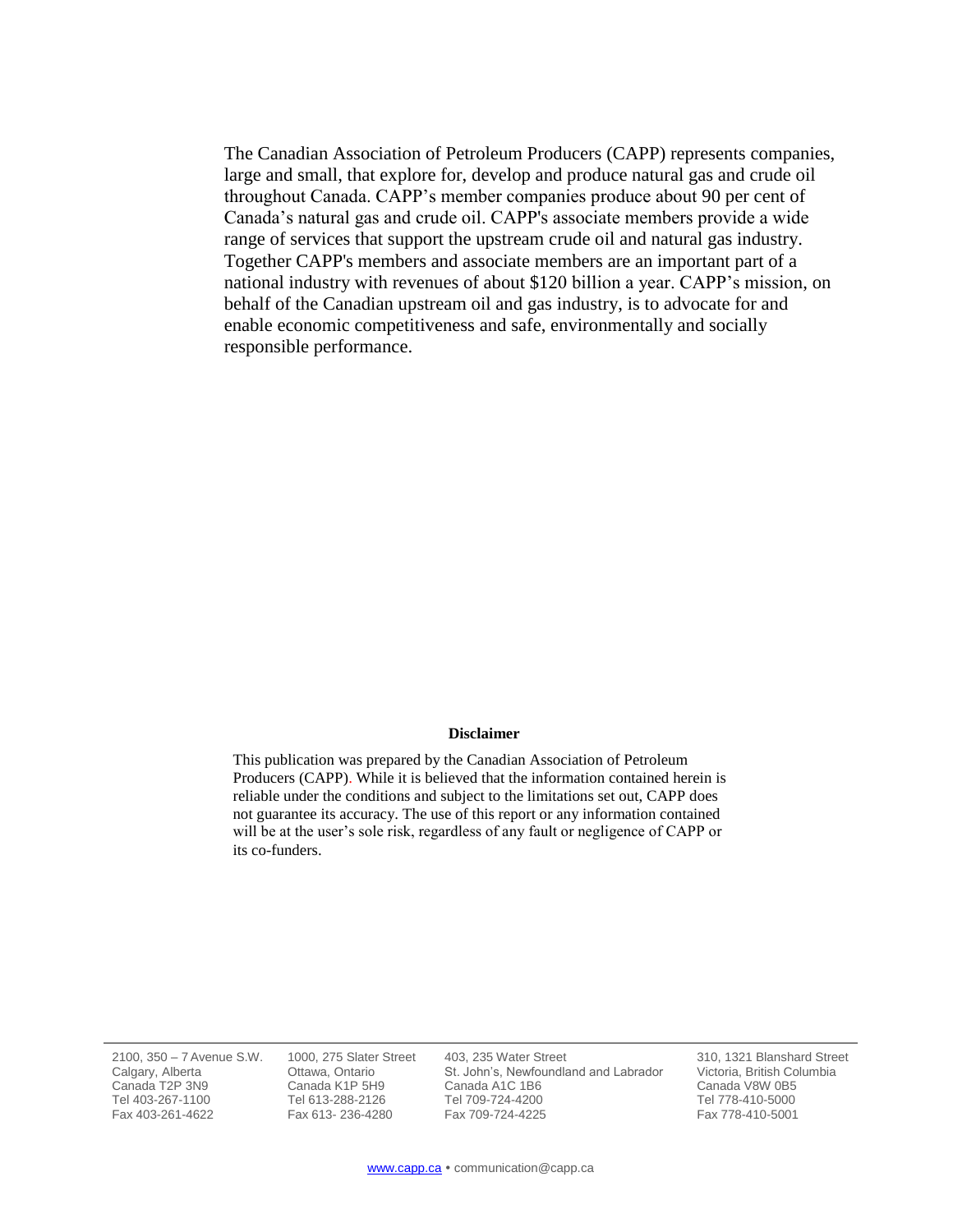The Canadian Association of Petroleum Producers (CAPP) represents companies, large and small, that explore for, develop and produce natural gas and crude oil throughout Canada. CAPP's member companies produce about 90 per cent of Canada's natural gas and crude oil. CAPP's associate members provide a wide range of services that support the upstream crude oil and natural gas industry. Together CAPP's members and associate members are an important part of a national industry with revenues of about $120 billion a year. CAPP's mission, on behalf of the Canadian upstream oil and gas industry, is to advocate for and enable economic competitiveness and safe, environmentally and socially responsible performance.

**Disclaimer**

This publication was prepared by the Canadian Association of Petroleum Producers (CAPP). While it is believed that the information contained herein is reliable under the conditions and subject to the limitations set out, CAPP does not guarantee its accuracy. The use of this report or any information contained will be at the user's sole risk, regardless of any fault or negligence of CAPP or its co-funders.

| | | | |
|---|---|---|---|
| 2100, 350 – 7 Avenue S.W.<br>Calgary, Alberta<br>Canada T2P 3N9<br>Tel 403-267-1100<br>Fax 403-261-4622 | 1000, 275 Slater Street<br>Ottawa, Ontario<br>Canada K1P 5H9<br>Tel 613-288-2126<br>Fax 613- 236-4280 | 403, 235 Water Street<br>St. John's, Newfoundland and Labrador<br>Canada A1C 1B6<br>Tel 709-724-4200<br>Fax 709-724-4225 | 310, 1321 Blanshard Street<br>Victoria, British Columbia<br>Canada V8W 0B5<br>Tel 778-410-5000<br>Fax 778-410-5001 |

www.capp.ca • communication@capp.ca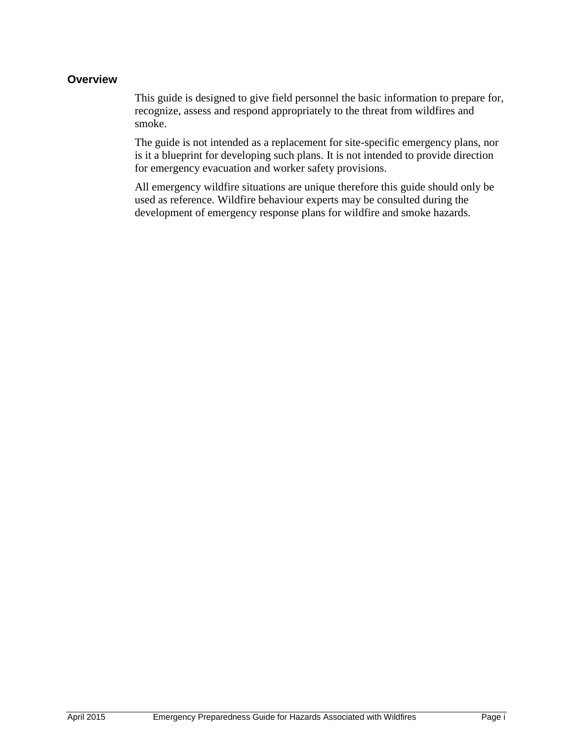## Overview

This guide is designed to give field personnel the basic information to prepare for, recognize, assess and respond appropriately to the threat from wildfires and smoke.

The guide is not intended as a replacement for site-specific emergency plans, nor is it a blueprint for developing such plans. It is not intended to provide direction for emergency evacuation and worker safety provisions.

All emergency wildfire situations are unique therefore this guide should only be used as reference. Wildfire behaviour experts may be consulted during the development of emergency response plans for wildfire and smoke hazards.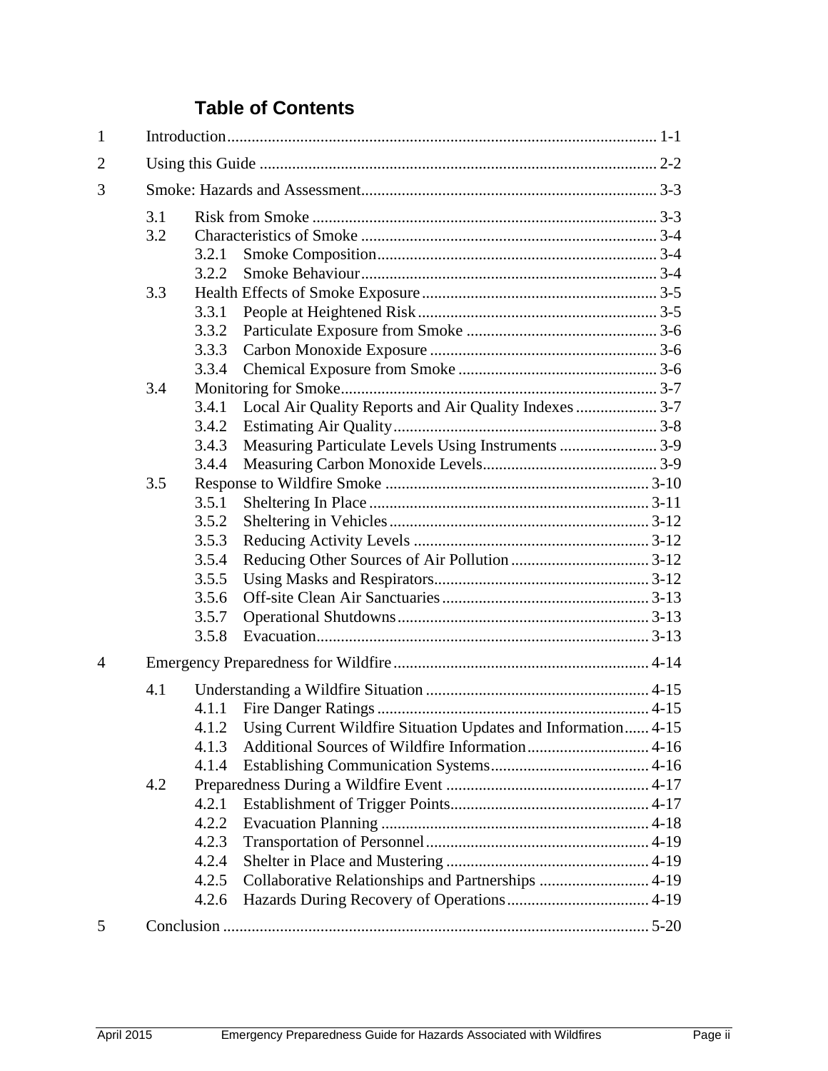## Table of Contents

| | | |
|---|---|---|
| 1 | Introduction | 1-1 |
| 2 | Using this Guide | 2-2 |
| 3 | Smoke: Hazards and Assessment | 3-3 |
| 3.1 | Risk from Smoke | 3-3 |
| 3.2 | Characteristics of Smoke | 3-4 |
| 3.2.1 | Smoke Composition | 3-4 |
| 3.2.2 | Smoke Behaviour | 3-4 |
| 3.3 | Health Effects of Smoke Exposure | 3-5 |
| 3.3.1 | People at Heightened Risk | 3-5 |
| 3.3.2 | Particulate Exposure from Smoke | 3-6 |
| 3.3.3 | Carbon Monoxide Exposure | 3-6 |
| 3.3.4 | Chemical Exposure from Smoke | 3-6 |
| 3.4 | Monitoring for Smoke | 3-7 |
| 3.4.1 | Local Air Quality Reports and Air Quality Indexes | 3-7 |
| 3.4.2 | Estimating Air Quality | 3-8 |
| 3.4.3 | Measuring Particulate Levels Using Instruments | 3-9 |
| 3.4.4 | Measuring Carbon Monoxide Levels | 3-9 |
| 3.5 | Response to Wildfire Smoke | 3-10 |
| 3.5.1 | Sheltering In Place | 3-11 |
| 3.5.2 | Sheltering in Vehicles | 3-12 |
| 3.5.3 | Reducing Activity Levels | 3-12 |
| 3.5.4 | Reducing Other Sources of Air Pollution | 3-12 |
| 3.5.5 | Using Masks and Respirators | 3-12 |
| 3.5.6 | Off-site Clean Air Sanctuaries | 3-13 |
| 3.5.7 | Operational Shutdowns | 3-13 |
| 3.5.8 | Evacuation | 3-13 |
| 4 | Emergency Preparedness for Wildfire | 4-14 |
| 4.1 | Understanding a Wildfire Situation | 4-15 |
| 4.1.1 | Fire Danger Ratings | 4-15 |
| 4.1.2 | Using Current Wildfire Situation Updates and Information | 4-15 |
| 4.1.3 | Additional Sources of Wildfire Information | 4-16 |
| 4.1.4 | Establishing Communication Systems | 4-16 |
| 4.2 | Preparedness During a Wildfire Event | 4-17 |
| 4.2.1 | Establishment of Trigger Points | 4-17 |
| 4.2.2 | Evacuation Planning | 4-18 |
| 4.2.3 | Transportation of Personnel | 4-19 |
| 4.2.4 | Shelter in Place and Mustering | 4-19 |
| 4.2.5 | Collaborative Relationships and Partnerships | 4-19 |
| 4.2.6 | Hazards During Recovery of Operations | 4-19 |
| 5 | Conclusion | 5-20 |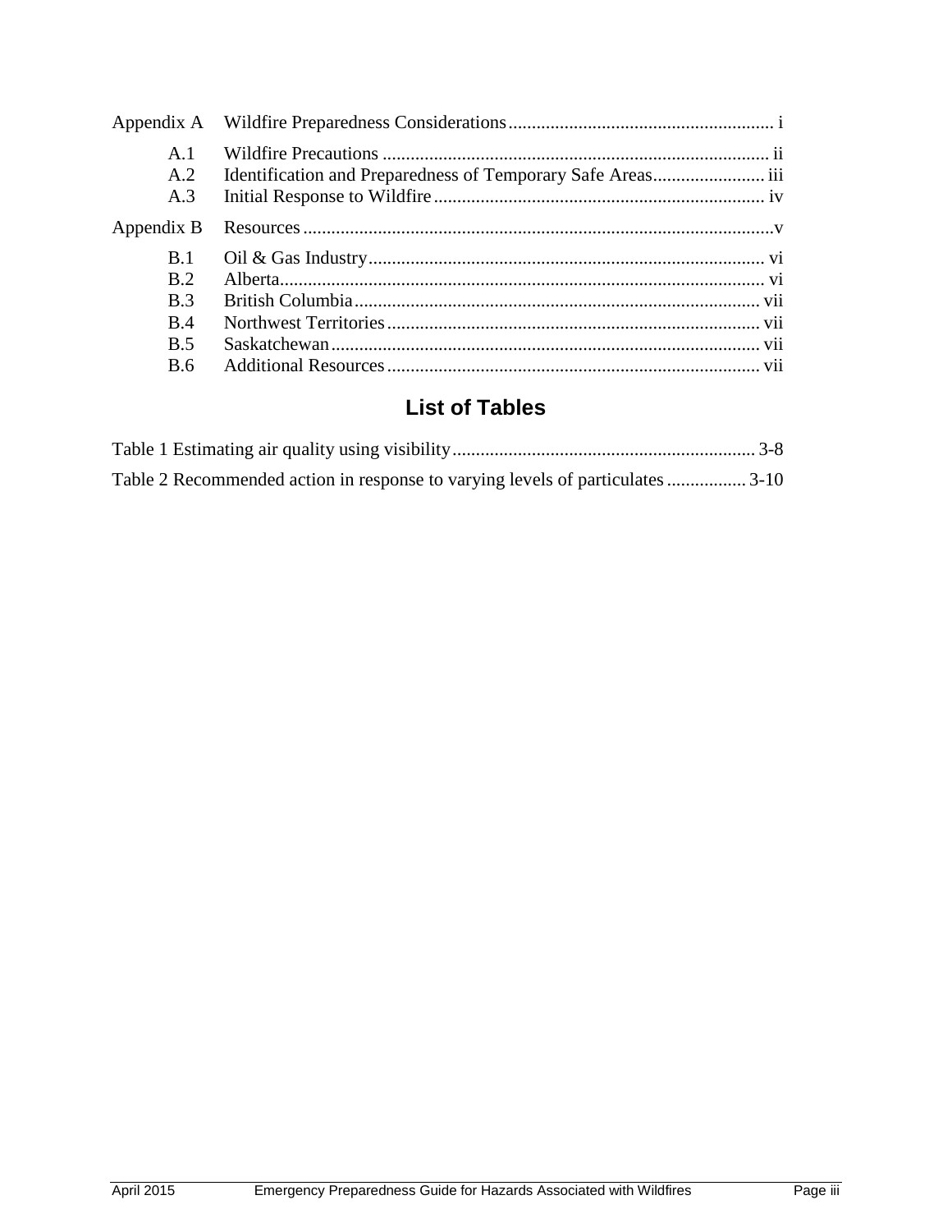Appendix A Wildfire Preparedness Considerations ........................................................ i

- A.1 Wildfire Precautions ................................................................................ ii
- A.2 Identification and Preparedness of Temporary Safe Areas........................ iii
- A.3 Initial Response to Wildfire ...................................................................... iv

Appendix B Resources ...................................................................................................v

- B.1 Oil & Gas Industry.................................................................................... vi
- B.2 Alberta...................................................................................................... vi
- B.3 British Columbia...................................................................................... vii
- B.4 Northwest Territories............................................................................... vii
- B.5 Saskatchewan........................................................................................... vii
- B.6 Additional Resources ............................................................................... vii

## List of Tables

Table 1 Estimating air quality using visibility................................................................ 3-8

Table 2 Recommended action in response to varying levels of particulates ................ 3-10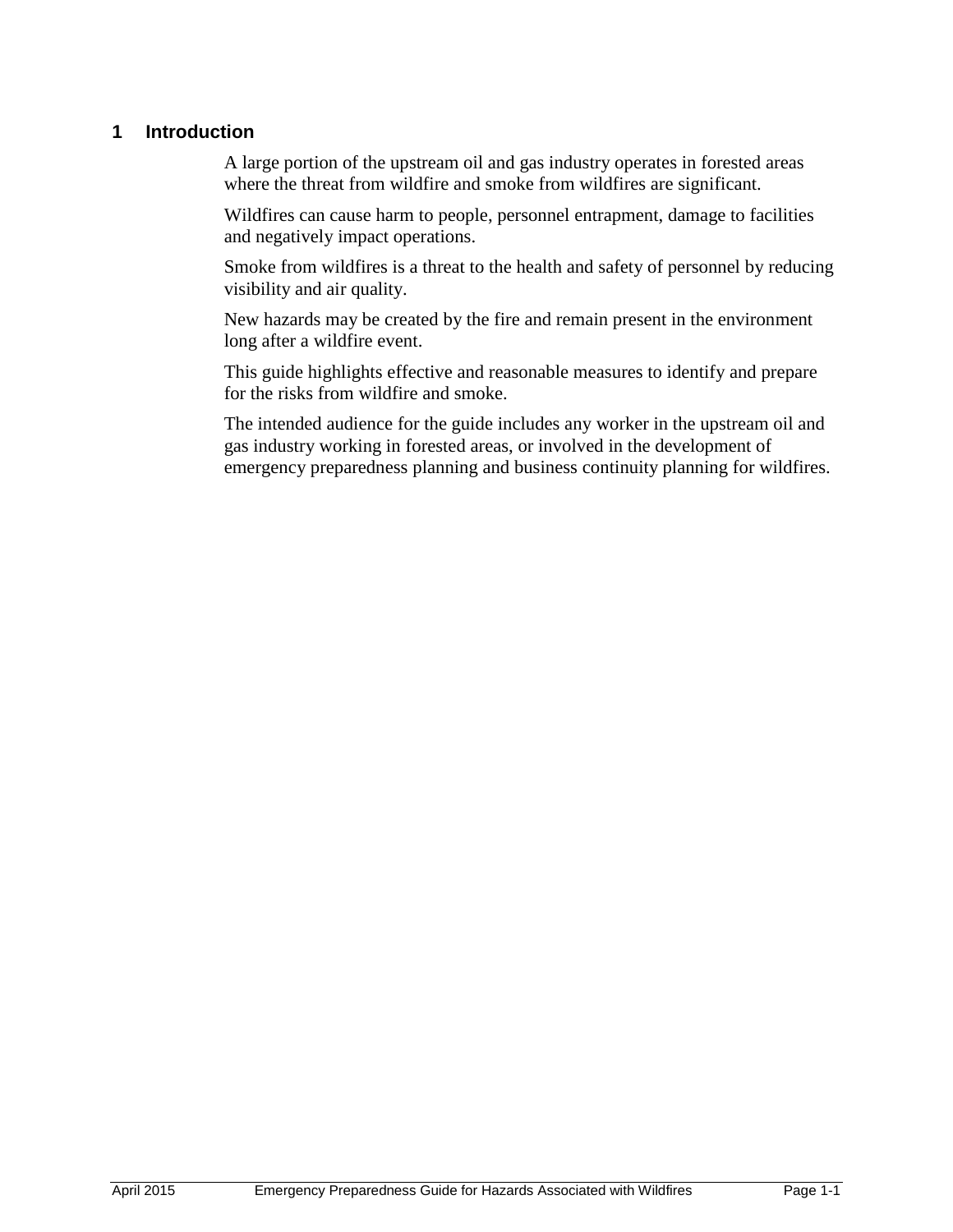# 1 Introduction

A large portion of the upstream oil and gas industry operates in forested areas where the threat from wildfire and smoke from wildfires are significant.

Wildfires can cause harm to people, personnel entrapment, damage to facilities and negatively impact operations.

Smoke from wildfires is a threat to the health and safety of personnel by reducing visibility and air quality.

New hazards may be created by the fire and remain present in the environment long after a wildfire event.

This guide highlights effective and reasonable measures to identify and prepare for the risks from wildfire and smoke.

The intended audience for the guide includes any worker in the upstream oil and gas industry working in forested areas, or involved in the development of emergency preparedness planning and business continuity planning for wildfires.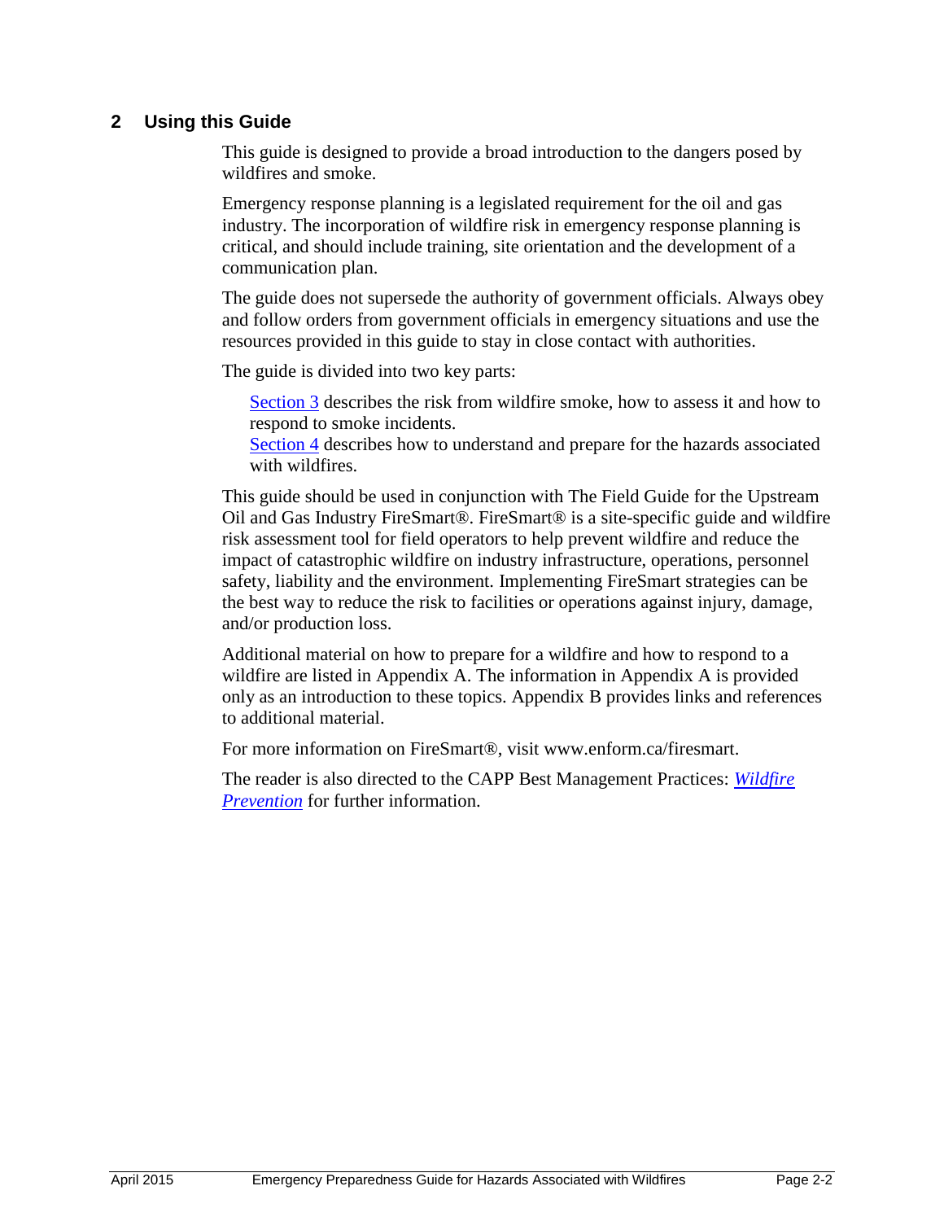## 2 Using this Guide

This guide is designed to provide a broad introduction to the dangers posed by wildfires and smoke.

Emergency response planning is a legislated requirement for the oil and gas industry. The incorporation of wildfire risk in emergency response planning is critical, and should include training, site orientation and the development of a communication plan.

The guide does not supersede the authority of government officials. Always obey and follow orders from government officials in emergency situations and use the resources provided in this guide to stay in close contact with authorities.

The guide is divided into two key parts:

Section 3 describes the risk from wildfire smoke, how to assess it and how to respond to smoke incidents.
Section 4 describes how to understand and prepare for the hazards associated with wildfires.

This guide should be used in conjunction with The Field Guide for the Upstream Oil and Gas Industry FireSmart®. FireSmart® is a site-specific guide and wildfire risk assessment tool for field operators to help prevent wildfire and reduce the impact of catastrophic wildfire on industry infrastructure, operations, personnel safety, liability and the environment. Implementing FireSmart strategies can be the best way to reduce the risk to facilities or operations against injury, damage, and/or production loss.

Additional material on how to prepare for a wildfire and how to respond to a wildfire are listed in Appendix A. The information in Appendix A is provided only as an introduction to these topics. Appendix B provides links and references to additional material.

For more information on FireSmart®, visit www.enform.ca/firesmart.

The reader is also directed to the CAPP Best Management Practices: *Wildfire Prevention* for further information.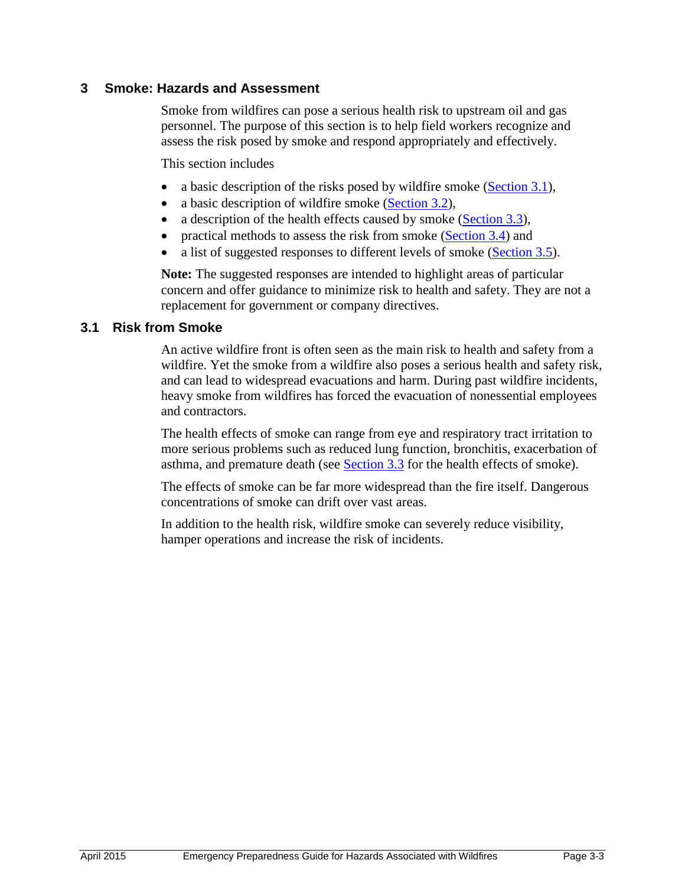# 3 Smoke: Hazards and Assessment

Smoke from wildfires can pose a serious health risk to upstream oil and gas personnel. The purpose of this section is to help field workers recognize and assess the risk posed by smoke and respond appropriately and effectively.

This section includes

- a basic description of the risks posed by wildfire smoke (Section 3.1),
- a basic description of wildfire smoke (Section 3.2),
- a description of the health effects caused by smoke (Section 3.3),
- practical methods to assess the risk from smoke (Section 3.4) and
- a list of suggested responses to different levels of smoke (Section 3.5).

**Note:** The suggested responses are intended to highlight areas of particular concern and offer guidance to minimize risk to health and safety. They are not a replacement for government or company directives.

## 3.1 Risk from Smoke

An active wildfire front is often seen as the main risk to health and safety from a wildfire. Yet the smoke from a wildfire also poses a serious health and safety risk, and can lead to widespread evacuations and harm. During past wildfire incidents, heavy smoke from wildfires has forced the evacuation of nonessential employees and contractors.

The health effects of smoke can range from eye and respiratory tract irritation to more serious problems such as reduced lung function, bronchitis, exacerbation of asthma, and premature death (see Section 3.3 for the health effects of smoke).

The effects of smoke can be far more widespread than the fire itself. Dangerous concentrations of smoke can drift over vast areas.

In addition to the health risk, wildfire smoke can severely reduce visibility, hamper operations and increase the risk of incidents.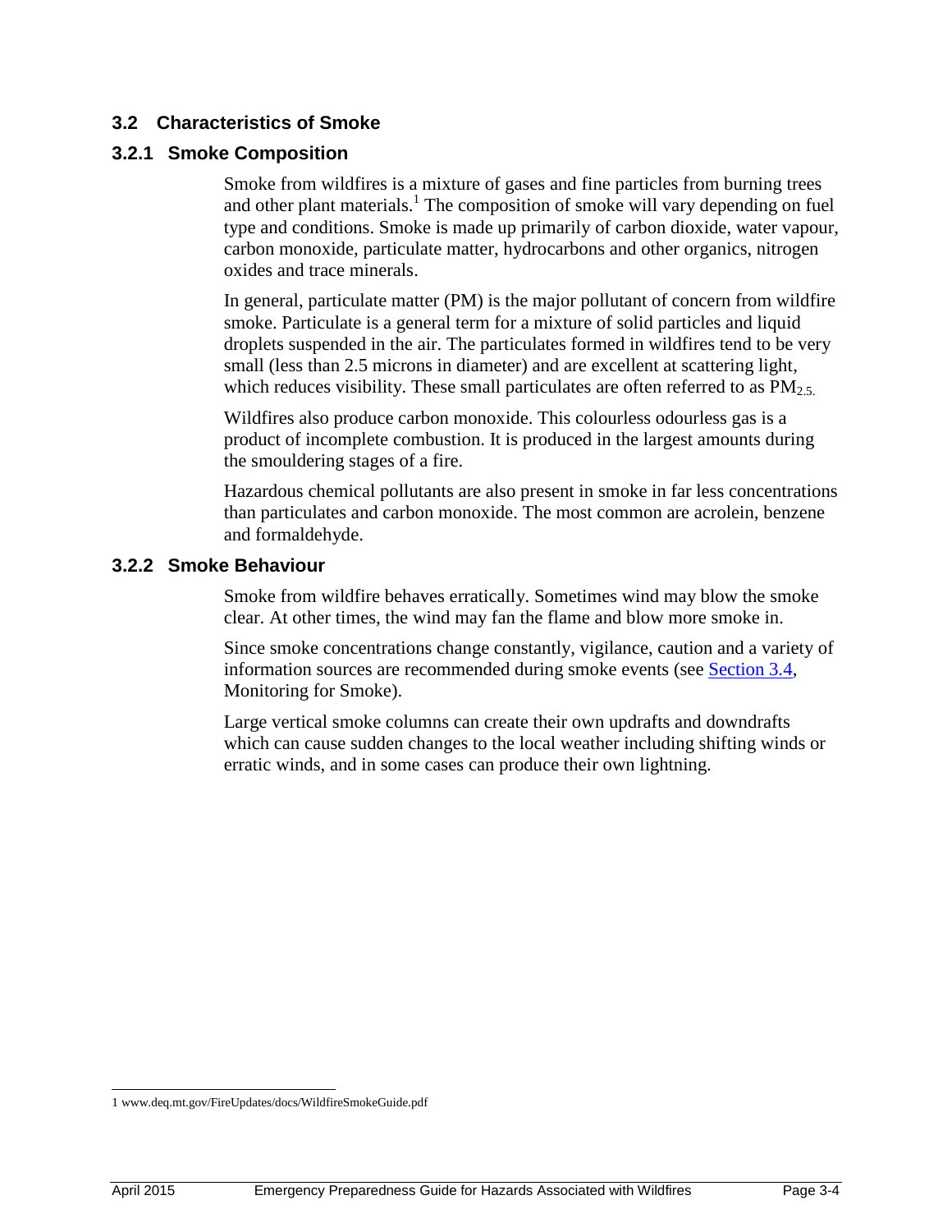## 3.2 Characteristics of Smoke

### 3.2.1 Smoke Composition

Smoke from wildfires is a mixture of gases and fine particles from burning trees and other plant materials.[1] The composition of smoke will vary depending on fuel type and conditions. Smoke is made up primarily of carbon dioxide, water vapour, carbon monoxide, particulate matter, hydrocarbons and other organics, nitrogen oxides and trace minerals.

In general, particulate matter (PM) is the major pollutant of concern from wildfire smoke. Particulate is a general term for a mixture of solid particles and liquid droplets suspended in the air. The particulates formed in wildfires tend to be very small (less than 2.5 microns in diameter) and are excellent at scattering light, which reduces visibility. These small particulates are often referred to as $PM_{2.5}$.

Wildfires also produce carbon monoxide. This colourless odourless gas is a product of incomplete combustion. It is produced in the largest amounts during the smouldering stages of a fire.

Hazardous chemical pollutants are also present in smoke in far less concentrations than particulates and carbon monoxide. The most common are acrolein, benzene and formaldehyde.

### 3.2.2 Smoke Behaviour

Smoke from wildfire behaves erratically. Sometimes wind may blow the smoke clear. At other times, the wind may fan the flame and blow more smoke in.

Since smoke concentrations change constantly, vigilance, caution and a variety of information sources are recommended during smoke events (see Section 3.4, Monitoring for Smoke).

Large vertical smoke columns can create their own updrafts and downdrafts which can cause sudden changes to the local weather including shifting winds or erratic winds, and in some cases can produce their own lightning.

---

1 www.deq.mt.gov/FireUpdates/docs/WildfireSmokeGuide.pdf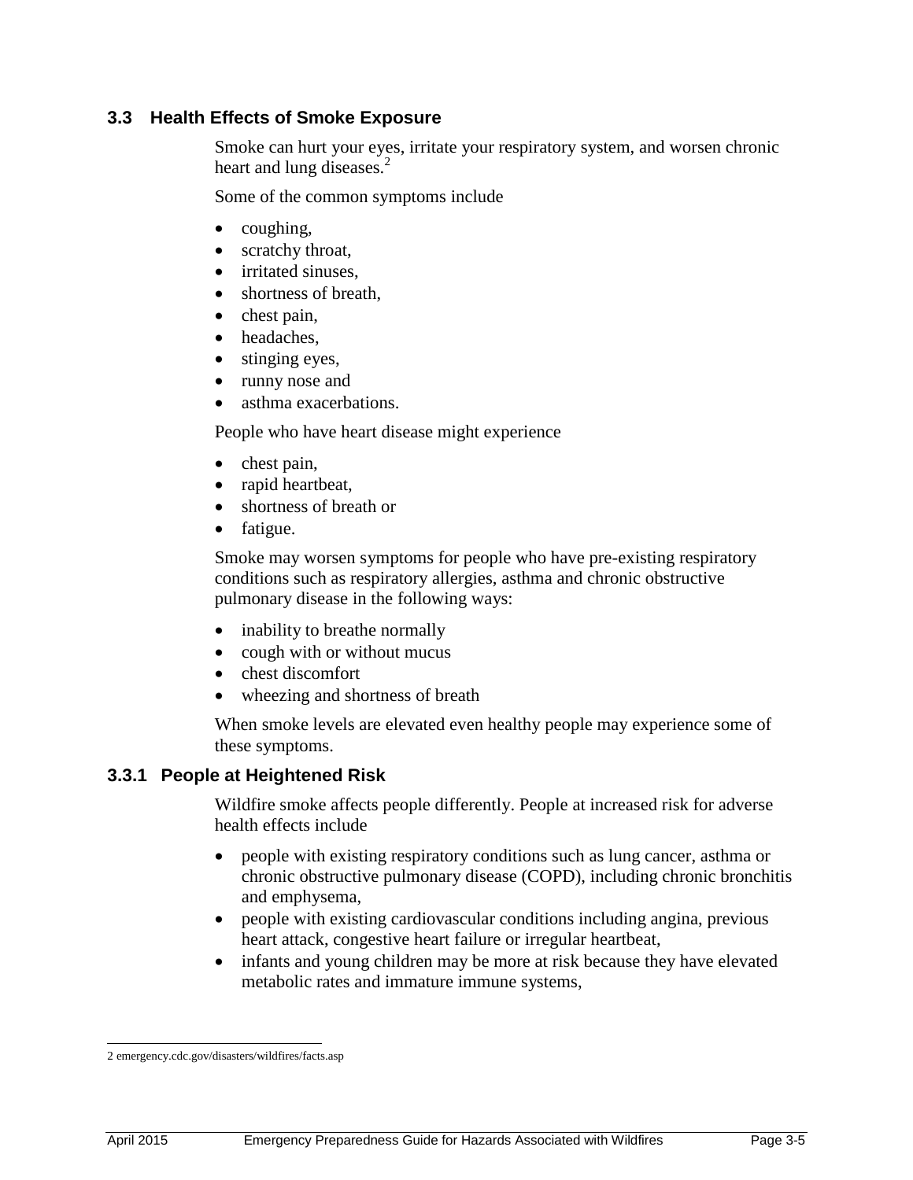## 3.3 Health Effects of Smoke Exposure

Smoke can hurt your eyes, irritate your respiratory system, and worsen chronic heart and lung diseases.[2]

Some of the common symptoms include

- coughing,
- scratchy throat,
- irritated sinuses,
- shortness of breath,
- chest pain,
- headaches,
- stinging eyes,
- runny nose and
- asthma exacerbations.

People who have heart disease might experience

- chest pain,
- rapid heartbeat,
- shortness of breath or
- fatigue.

Smoke may worsen symptoms for people who have pre-existing respiratory conditions such as respiratory allergies, asthma and chronic obstructive pulmonary disease in the following ways:

- inability to breathe normally
- cough with or without mucus
- chest discomfort
- wheezing and shortness of breath

When smoke levels are elevated even healthy people may experience some of these symptoms.

### 3.3.1 People at Heightened Risk

Wildfire smoke affects people differently. People at increased risk for adverse health effects include

- people with existing respiratory conditions such as lung cancer, asthma or chronic obstructive pulmonary disease (COPD), including chronic bronchitis and emphysema,
- people with existing cardiovascular conditions including angina, previous heart attack, congestive heart failure or irregular heartbeat,
- infants and young children may be more at risk because they have elevated metabolic rates and immature immune systems,

2 emergency.cdc.gov/disasters/wildfires/facts.asp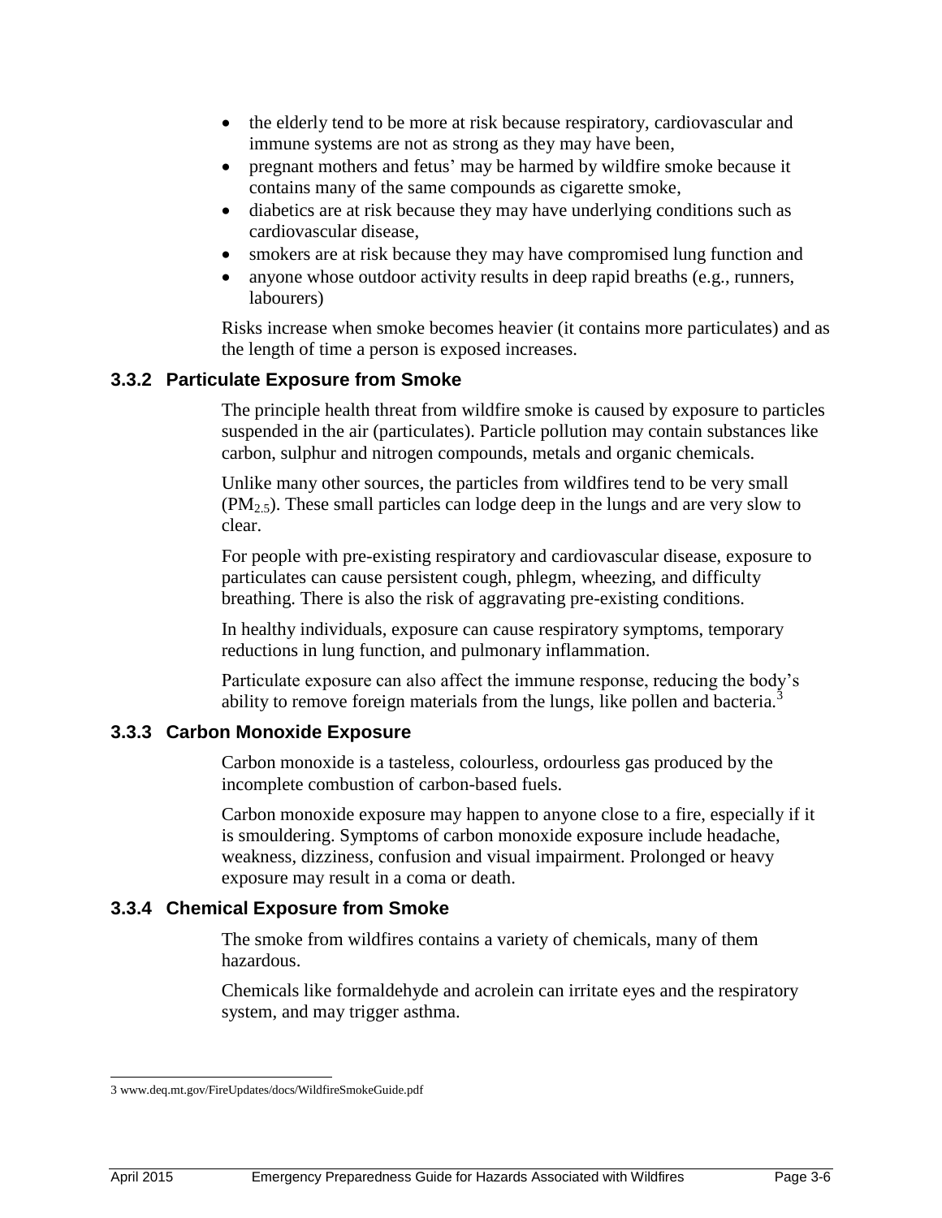- the elderly tend to be more at risk because respiratory, cardiovascular and immune systems are not as strong as they may have been,
- pregnant mothers and fetus' may be harmed by wildfire smoke because it contains many of the same compounds as cigarette smoke,
- diabetics are at risk because they may have underlying conditions such as cardiovascular disease,
- smokers are at risk because they may have compromised lung function and
- anyone whose outdoor activity results in deep rapid breaths (e.g., runners, labourers)

Risks increase when smoke becomes heavier (it contains more particulates) and as the length of time a person is exposed increases.

### 3.3.2 Particulate Exposure from Smoke

The principle health threat from wildfire smoke is caused by exposure to particles suspended in the air (particulates). Particle pollution may contain substances like carbon, sulphur and nitrogen compounds, metals and organic chemicals.

Unlike many other sources, the particles from wildfires tend to be very small ($PM_{2.5}$). These small particles can lodge deep in the lungs and are very slow to clear.

For people with pre-existing respiratory and cardiovascular disease, exposure to particulates can cause persistent cough, phlegm, wheezing, and difficulty breathing. There is also the risk of aggravating pre-existing conditions.

In healthy individuals, exposure can cause respiratory symptoms, temporary reductions in lung function, and pulmonary inflammation.

Particulate exposure can also affect the immune response, reducing the body's ability to remove foreign materials from the lungs, like pollen and bacteria.[3]

### 3.3.3 Carbon Monoxide Exposure

Carbon monoxide is a tasteless, colourless, ordourless gas produced by the incomplete combustion of carbon-based fuels.

Carbon monoxide exposure may happen to anyone close to a fire, especially if it is smouldering. Symptoms of carbon monoxide exposure include headache, weakness, dizziness, confusion and visual impairment. Prolonged or heavy exposure may result in a coma or death.

### 3.3.4 Chemical Exposure from Smoke

The smoke from wildfires contains a variety of chemicals, many of them hazardous.

Chemicals like formaldehyde and acrolein can irritate eyes and the respiratory system, and may trigger asthma.

---

3 www.deq.mt.gov/FireUpdates/docs/WildfireSmokeGuide.pdf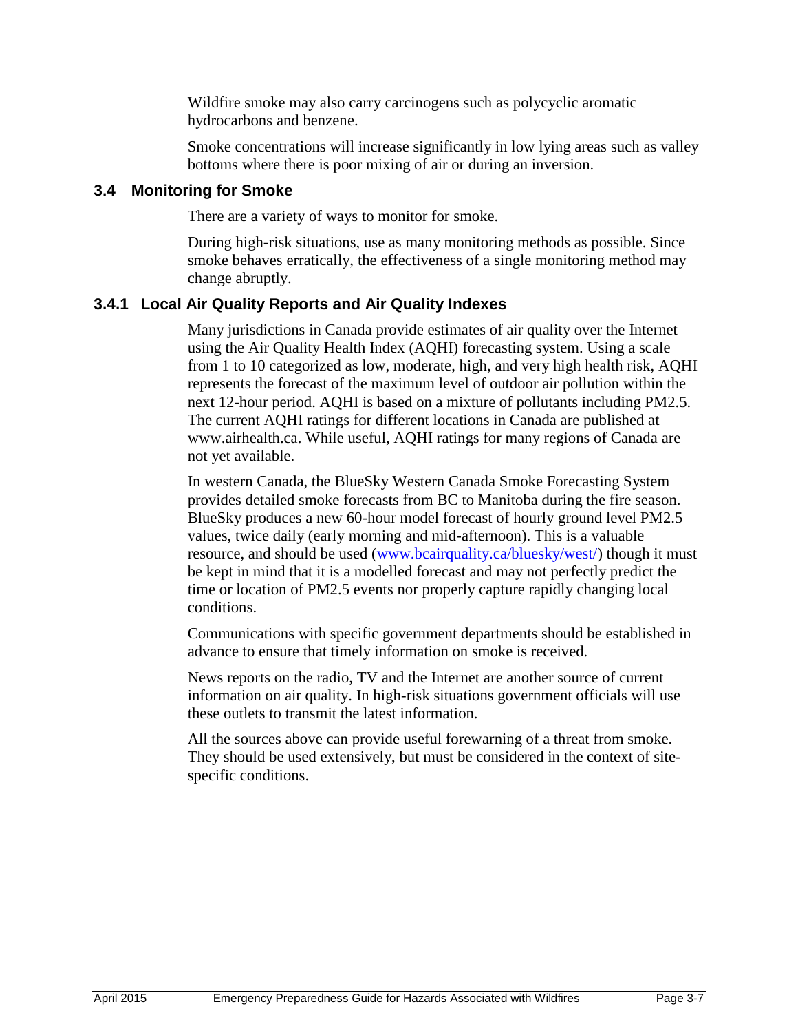Wildfire smoke may also carry carcinogens such as polycyclic aromatic hydrocarbons and benzene.

Smoke concentrations will increase significantly in low lying areas such as valley bottoms where there is poor mixing of air or during an inversion.

## 3.4 Monitoring for Smoke

There are a variety of ways to monitor for smoke.

During high-risk situations, use as many monitoring methods as possible. Since smoke behaves erratically, the effectiveness of a single monitoring method may change abruptly.

### 3.4.1 Local Air Quality Reports and Air Quality Indexes

Many jurisdictions in Canada provide estimates of air quality over the Internet using the Air Quality Health Index (AQHI) forecasting system. Using a scale from 1 to 10 categorized as low, moderate, high, and very high health risk, AQHI represents the forecast of the maximum level of outdoor air pollution within the next 12-hour period. AQHI is based on a mixture of pollutants including PM2.5. The current AQHI ratings for different locations in Canada are published at www.airhealth.ca. While useful, AQHI ratings for many regions of Canada are not yet available.

In western Canada, the BlueSky Western Canada Smoke Forecasting System provides detailed smoke forecasts from BC to Manitoba during the fire season. BlueSky produces a new 60-hour model forecast of hourly ground level PM2.5 values, twice daily (early morning and mid-afternoon). This is a valuable resource, and should be used (www.bcairquality.ca/bluesky/west/) though it must be kept in mind that it is a modelled forecast and may not perfectly predict the time or location of PM2.5 events nor properly capture rapidly changing local conditions.

Communications with specific government departments should be established in advance to ensure that timely information on smoke is received.

News reports on the radio, TV and the Internet are another source of current information on air quality. In high-risk situations government officials will use these outlets to transmit the latest information.

All the sources above can provide useful forewarning of a threat from smoke. They should be used extensively, but must be considered in the context of site-specific conditions.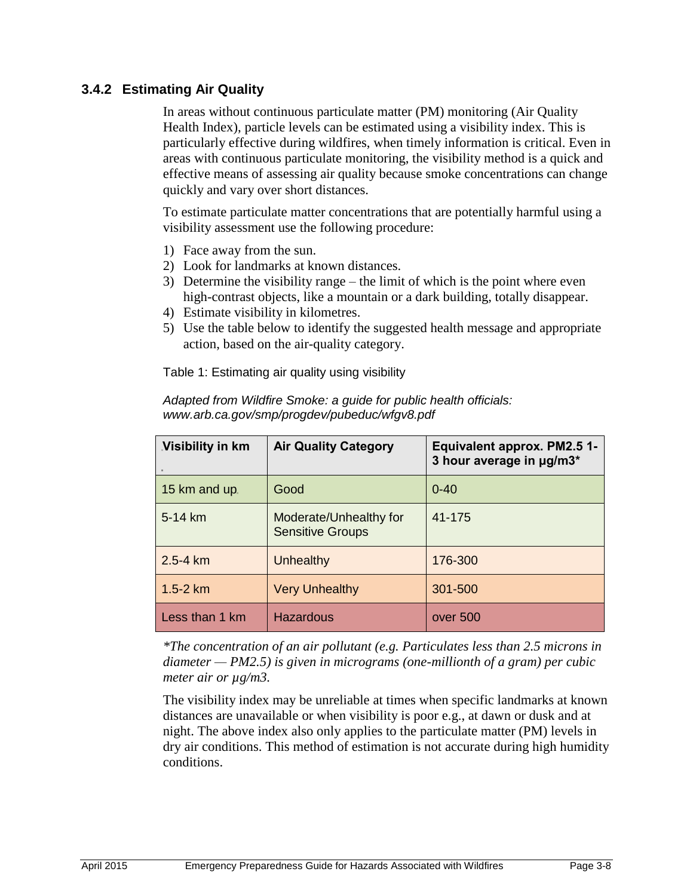### 3.4.2 Estimating Air Quality

In areas without continuous particulate matter (PM) monitoring (Air Quality Health Index), particle levels can be estimated using a visibility index. This is particularly effective during wildfires, when timely information is critical. Even in areas with continuous particulate monitoring, the visibility method is a quick and effective means of assessing air quality because smoke concentrations can change quickly and vary over short distances.

To estimate particulate matter concentrations that are potentially harmful using a visibility assessment use the following procedure:

1) Face away from the sun.
2) Look for landmarks at known distances.
3) Determine the visibility range – the limit of which is the point where even high-contrast objects, like a mountain or a dark building, totally disappear.
4) Estimate visibility in kilometres.
5) Use the table below to identify the suggested health message and appropriate action, based on the air-quality category.

Table 1: Estimating air quality using visibility

*Adapted from Wildfire Smoke: a guide for public health officials: www.arb.ca.gov/smp/progdev/pubeduc/wfgv8.pdf*

| Visibility in km | Air Quality Category | Equivalent approx. PM2.5 1-3 hour average in µg/m3* |
|---|---|---|
| 15 km and up | Good | 0-40 |
| 5-14 km | Moderate/Unhealthy for Sensitive Groups | 41-175 |
| 2.5-4 km | Unhealthy | 176-300 |
| 1.5-2 km | Very Unhealthy | 301-500 |
| Less than 1 km | Hazardous | over 500 |

*\*The concentration of an air pollutant (e.g. Particulates less than 2.5 microns in diameter — PM2.5) is given in micrograms (one-millionth of a gram) per cubic meter air or µg/m3.*

The visibility index may be unreliable at times when specific landmarks at known distances are unavailable or when visibility is poor e.g., at dawn or dusk and at night. The above index also only applies to the particulate matter (PM) levels in dry air conditions. This method of estimation is not accurate during high humidity conditions.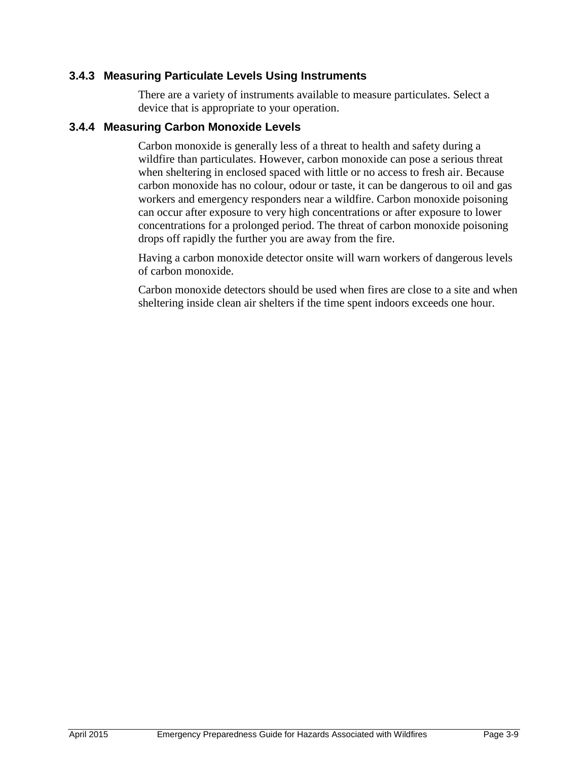### 3.4.3 Measuring Particulate Levels Using Instruments

There are a variety of instruments available to measure particulates. Select a device that is appropriate to your operation.

### 3.4.4 Measuring Carbon Monoxide Levels

Carbon monoxide is generally less of a threat to health and safety during a wildfire than particulates. However, carbon monoxide can pose a serious threat when sheltering in enclosed spaced with little or no access to fresh air. Because carbon monoxide has no colour, odour or taste, it can be dangerous to oil and gas workers and emergency responders near a wildfire. Carbon monoxide poisoning can occur after exposure to very high concentrations or after exposure to lower concentrations for a prolonged period. The threat of carbon monoxide poisoning drops off rapidly the further you are away from the fire.

Having a carbon monoxide detector onsite will warn workers of dangerous levels of carbon monoxide.

Carbon monoxide detectors should be used when fires are close to a site and when sheltering inside clean air shelters if the time spent indoors exceeds one hour.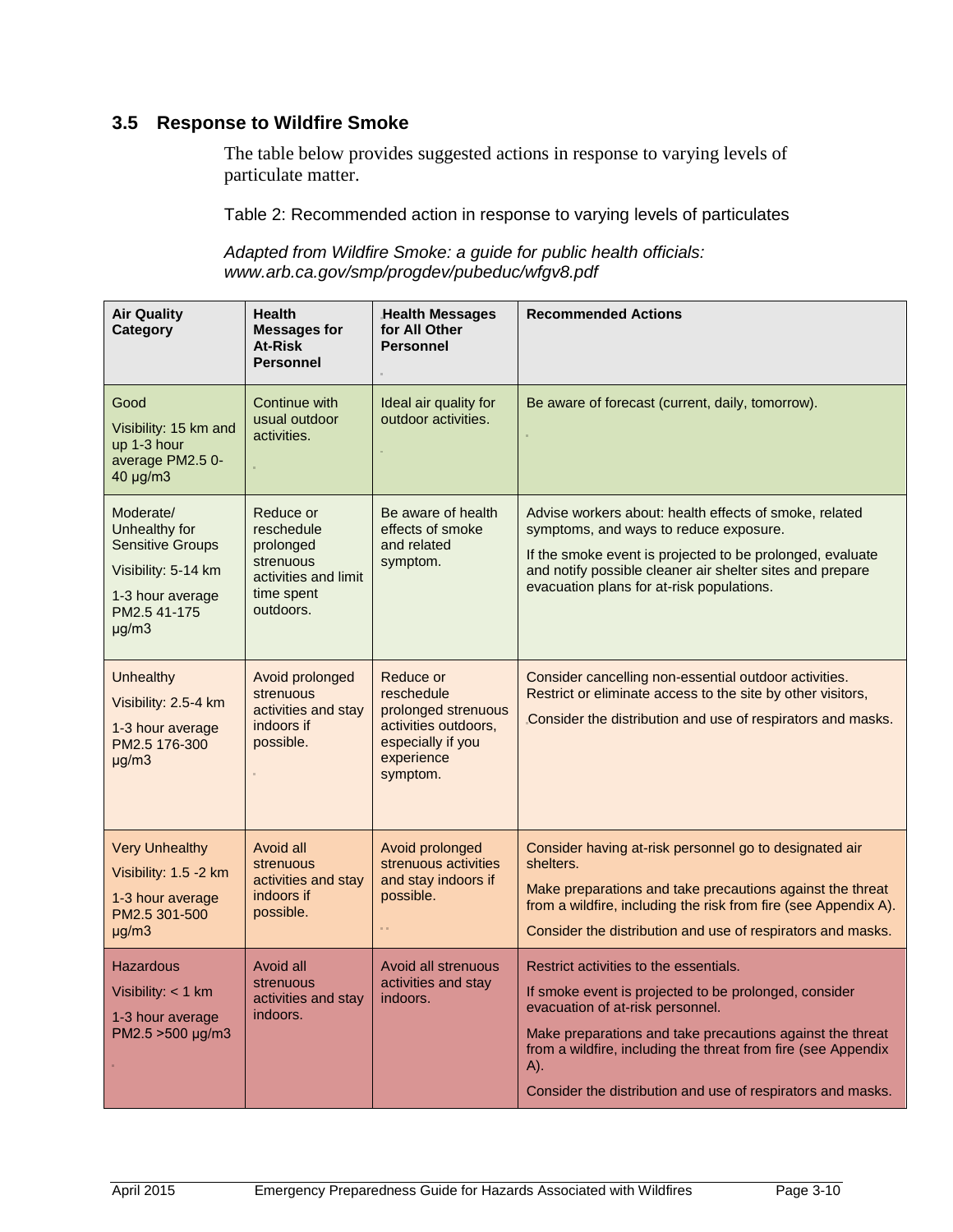## 3.5 Response to Wildfire Smoke

The table below provides suggested actions in response to varying levels of particulate matter.

Table 2: Recommended action in response to varying levels of particulates

*Adapted from Wildfire Smoke: a guide for public health officials: www.arb.ca.gov/smp/progdev/pubeduc/wfgv8.pdf*

| Air Quality Category | Health Messages for At-Risk Personnel | Health Messages for All Other Personnel | Recommended Actions |
|---|---|---|---|
| Good<br>Visibility: 15 km and up 1-3 hour average PM2.5 0-40 µg/m3 | Continue with usual outdoor activities. | Ideal air quality for outdoor activities. | Be aware of forecast (current, daily, tomorrow). |
| Moderate/ Unhealthy for Sensitive Groups<br>Visibility: 5-14 km<br>1-3 hour average PM2.5 41-175 µg/m3 | Reduce or reschedule prolonged strenuous activities and limit time spent outdoors. | Be aware of health effects of smoke and related symptom. | Advise workers about: health effects of smoke, related symptoms, and ways to reduce exposure.<br>If the smoke event is projected to be prolonged, evaluate and notify possible cleaner air shelter sites and prepare evacuation plans for at-risk populations. |
| Unhealthy<br>Visibility: 2.5-4 km<br>1-3 hour average PM2.5 176-300 µg/m3 | Avoid prolonged strenuous activities and stay indoors if possible. | Reduce or reschedule prolonged strenuous activities outdoors, especially if you experience symptom. | Consider cancelling non-essential outdoor activities. Restrict or eliminate access to the site by other visitors,<br>Consider the distribution and use of respirators and masks. |
| Very Unhealthy<br>Visibility: 1.5 -2 km<br>1-3 hour average PM2.5 301-500 µg/m3 | Avoid all strenuous activities and stay indoors if possible. | Avoid prolonged strenuous activities and stay indoors if possible. | Consider having at-risk personnel go to designated air shelters.<br>Make preparations and take precautions against the threat from a wildfire, including the risk from fire (see Appendix A).<br>Consider the distribution and use of respirators and masks. |
| Hazardous<br>Visibility: < 1 km<br>1-3 hour average PM2.5 >500 µg/m3 | Avoid all strenuous activities and stay indoors. | Avoid all strenuous activities and stay indoors. | Restrict activities to the essentials.<br>If smoke event is projected to be prolonged, consider evacuation of at-risk personnel.<br>Make preparations and take precautions against the threat from a wildfire, including the threat from fire (see Appendix A).<br>Consider the distribution and use of respirators and masks. |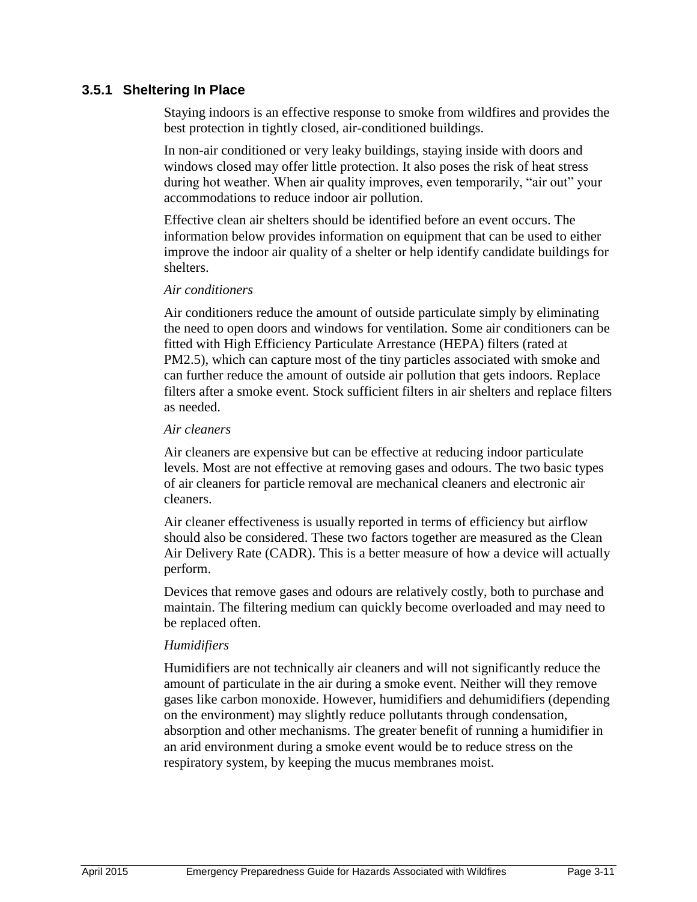### 3.5.1 Sheltering In Place

Staying indoors is an effective response to smoke from wildfires and provides the best protection in tightly closed, air-conditioned buildings.

In non-air conditioned or very leaky buildings, staying inside with doors and windows closed may offer little protection. It also poses the risk of heat stress during hot weather. When air quality improves, even temporarily, "air out" your accommodations to reduce indoor air pollution.

Effective clean air shelters should be identified before an event occurs. The information below provides information on equipment that can be used to either improve the indoor air quality of a shelter or help identify candidate buildings for shelters.

*Air conditioners*

Air conditioners reduce the amount of outside particulate simply by eliminating the need to open doors and windows for ventilation. Some air conditioners can be fitted with High Efficiency Particulate Arrestance (HEPA) filters (rated at PM2.5), which can capture most of the tiny particles associated with smoke and can further reduce the amount of outside air pollution that gets indoors. Replace filters after a smoke event. Stock sufficient filters in air shelters and replace filters as needed.

*Air cleaners*

Air cleaners are expensive but can be effective at reducing indoor particulate levels. Most are not effective at removing gases and odours. The two basic types of air cleaners for particle removal are mechanical cleaners and electronic air cleaners.

Air cleaner effectiveness is usually reported in terms of efficiency but airflow should also be considered. These two factors together are measured as the Clean Air Delivery Rate (CADR). This is a better measure of how a device will actually perform.

Devices that remove gases and odours are relatively costly, both to purchase and maintain. The filtering medium can quickly become overloaded and may need to be replaced often.

*Humidifiers*

Humidifiers are not technically air cleaners and will not significantly reduce the amount of particulate in the air during a smoke event. Neither will they remove gases like carbon monoxide. However, humidifiers and dehumidifiers (depending on the environment) may slightly reduce pollutants through condensation, absorption and other mechanisms. The greater benefit of running a humidifier in an arid environment during a smoke event would be to reduce stress on the respiratory system, by keeping the mucus membranes moist.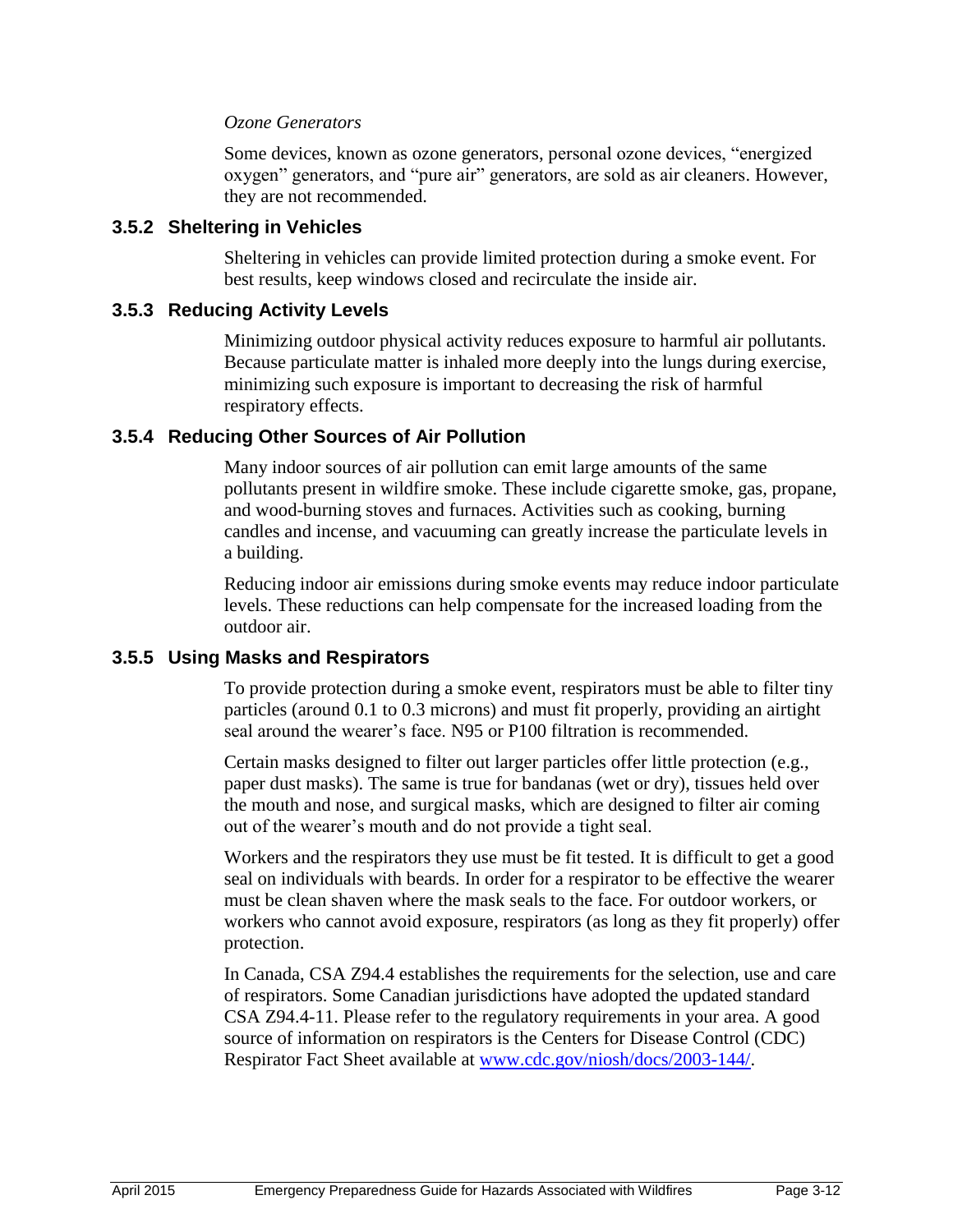*Ozone Generators*

Some devices, known as ozone generators, personal ozone devices, "energized oxygen" generators, and "pure air" generators, are sold as air cleaners. However, they are not recommended.

### 3.5.2 Sheltering in Vehicles

Sheltering in vehicles can provide limited protection during a smoke event. For best results, keep windows closed and recirculate the inside air.

### 3.5.3 Reducing Activity Levels

Minimizing outdoor physical activity reduces exposure to harmful air pollutants. Because particulate matter is inhaled more deeply into the lungs during exercise, minimizing such exposure is important to decreasing the risk of harmful respiratory effects.

### 3.5.4 Reducing Other Sources of Air Pollution

Many indoor sources of air pollution can emit large amounts of the same pollutants present in wildfire smoke. These include cigarette smoke, gas, propane, and wood-burning stoves and furnaces. Activities such as cooking, burning candles and incense, and vacuuming can greatly increase the particulate levels in a building.

Reducing indoor air emissions during smoke events may reduce indoor particulate levels. These reductions can help compensate for the increased loading from the outdoor air.

### 3.5.5 Using Masks and Respirators

To provide protection during a smoke event, respirators must be able to filter tiny particles (around 0.1 to 0.3 microns) and must fit properly, providing an airtight seal around the wearer's face. N95 or P100 filtration is recommended.

Certain masks designed to filter out larger particles offer little protection (e.g., paper dust masks). The same is true for bandanas (wet or dry), tissues held over the mouth and nose, and surgical masks, which are designed to filter air coming out of the wearer's mouth and do not provide a tight seal.

Workers and the respirators they use must be fit tested. It is difficult to get a good seal on individuals with beards. In order for a respirator to be effective the wearer must be clean shaven where the mask seals to the face. For outdoor workers, or workers who cannot avoid exposure, respirators (as long as they fit properly) offer protection.

In Canada, CSA Z94.4 establishes the requirements for the selection, use and care of respirators. Some Canadian jurisdictions have adopted the updated standard CSA Z94.4-11. Please refer to the regulatory requirements in your area. A good source of information on respirators is the Centers for Disease Control (CDC) Respirator Fact Sheet available at www.cdc.gov/niosh/docs/2003-144/.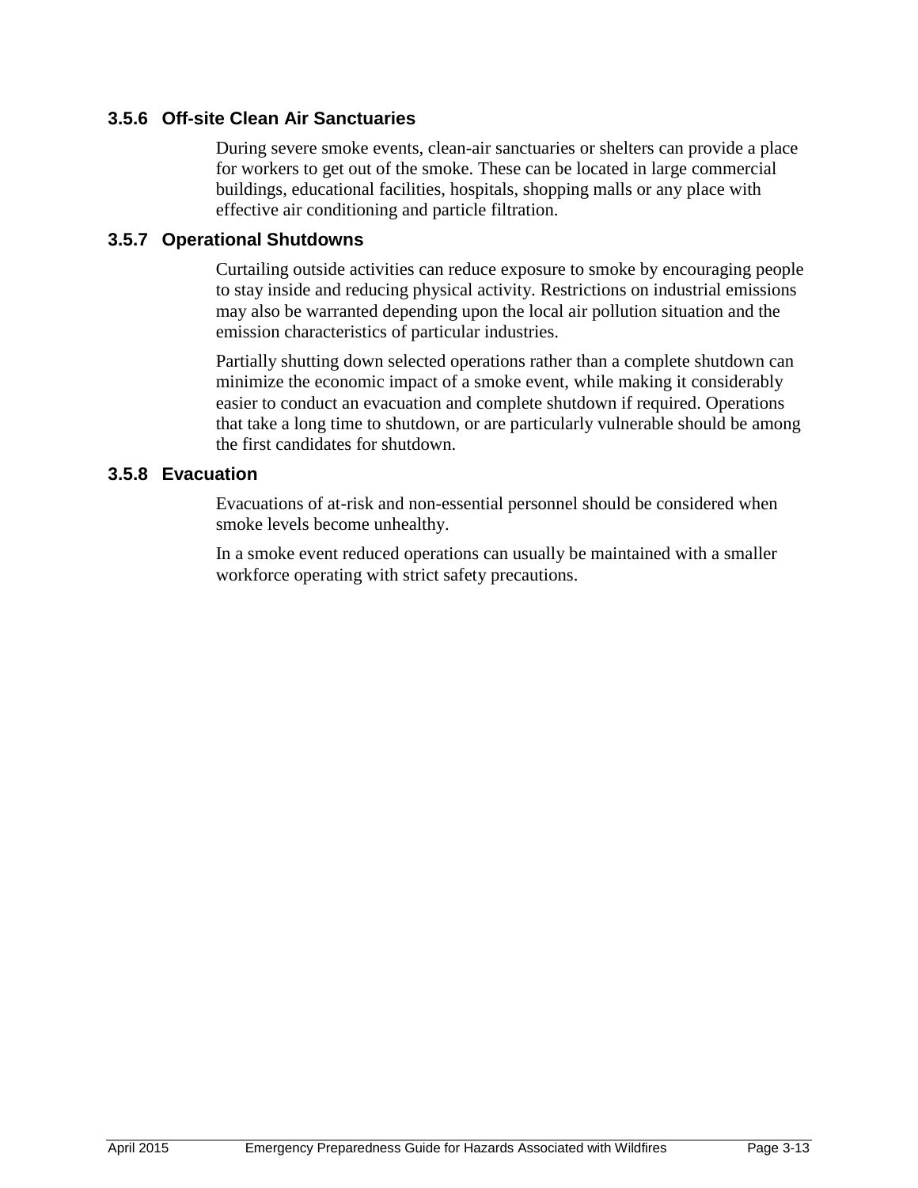### 3.5.6 Off-site Clean Air Sanctuaries

During severe smoke events, clean-air sanctuaries or shelters can provide a place for workers to get out of the smoke. These can be located in large commercial buildings, educational facilities, hospitals, shopping malls or any place with effective air conditioning and particle filtration.

### 3.5.7 Operational Shutdowns

Curtailing outside activities can reduce exposure to smoke by encouraging people to stay inside and reducing physical activity. Restrictions on industrial emissions may also be warranted depending upon the local air pollution situation and the emission characteristics of particular industries.

Partially shutting down selected operations rather than a complete shutdown can minimize the economic impact of a smoke event, while making it considerably easier to conduct an evacuation and complete shutdown if required. Operations that take a long time to shutdown, or are particularly vulnerable should be among the first candidates for shutdown.

### 3.5.8 Evacuation

Evacuations of at-risk and non-essential personnel should be considered when smoke levels become unhealthy.

In a smoke event reduced operations can usually be maintained with a smaller workforce operating with strict safety precautions.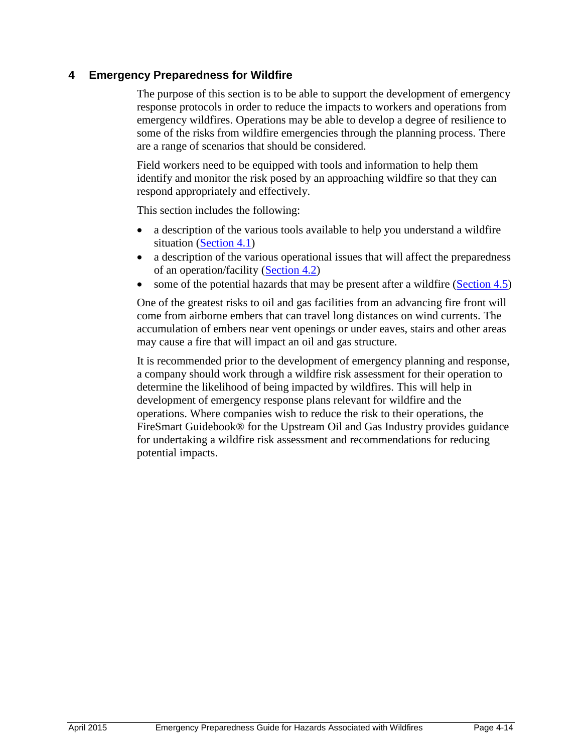# 4 Emergency Preparedness for Wildfire

The purpose of this section is to be able to support the development of emergency response protocols in order to reduce the impacts to workers and operations from emergency wildfires. Operations may be able to develop a degree of resilience to some of the risks from wildfire emergencies through the planning process. There are a range of scenarios that should be considered.

Field workers need to be equipped with tools and information to help them identify and monitor the risk posed by an approaching wildfire so that they can respond appropriately and effectively.

This section includes the following:

- a description of the various tools available to help you understand a wildfire situation (Section 4.1)
- a description of the various operational issues that will affect the preparedness of an operation/facility (Section 4.2)
- some of the potential hazards that may be present after a wildfire (Section 4.5)

One of the greatest risks to oil and gas facilities from an advancing fire front will come from airborne embers that can travel long distances on wind currents. The accumulation of embers near vent openings or under eaves, stairs and other areas may cause a fire that will impact an oil and gas structure.

It is recommended prior to the development of emergency planning and response, a company should work through a wildfire risk assessment for their operation to determine the likelihood of being impacted by wildfires. This will help in development of emergency response plans relevant for wildfire and the operations. Where companies wish to reduce the risk to their operations, the FireSmart Guidebook® for the Upstream Oil and Gas Industry provides guidance for undertaking a wildfire risk assessment and recommendations for reducing potential impacts.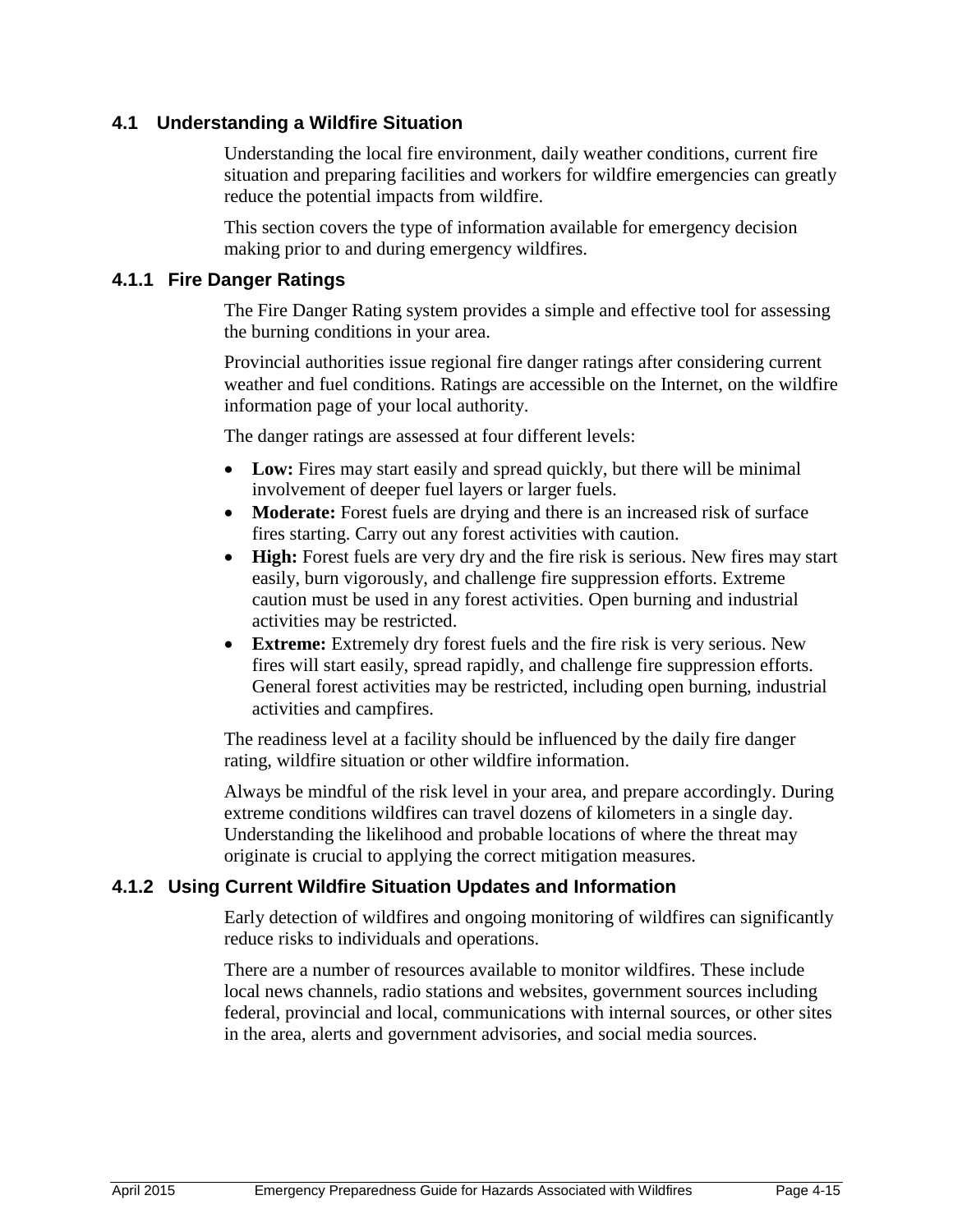## 4.1 Understanding a Wildfire Situation

Understanding the local fire environment, daily weather conditions, current fire situation and preparing facilities and workers for wildfire emergencies can greatly reduce the potential impacts from wildfire.

This section covers the type of information available for emergency decision making prior to and during emergency wildfires.

### 4.1.1 Fire Danger Ratings

The Fire Danger Rating system provides a simple and effective tool for assessing the burning conditions in your area.

Provincial authorities issue regional fire danger ratings after considering current weather and fuel conditions. Ratings are accessible on the Internet, on the wildfire information page of your local authority.

The danger ratings are assessed at four different levels:

- **Low:** Fires may start easily and spread quickly, but there will be minimal involvement of deeper fuel layers or larger fuels.
- **Moderate:** Forest fuels are drying and there is an increased risk of surface fires starting. Carry out any forest activities with caution.
- **High:** Forest fuels are very dry and the fire risk is serious. New fires may start easily, burn vigorously, and challenge fire suppression efforts. Extreme caution must be used in any forest activities. Open burning and industrial activities may be restricted.
- **Extreme:** Extremely dry forest fuels and the fire risk is very serious. New fires will start easily, spread rapidly, and challenge fire suppression efforts. General forest activities may be restricted, including open burning, industrial activities and campfires.

The readiness level at a facility should be influenced by the daily fire danger rating, wildfire situation or other wildfire information.

Always be mindful of the risk level in your area, and prepare accordingly. During extreme conditions wildfires can travel dozens of kilometers in a single day. Understanding the likelihood and probable locations of where the threat may originate is crucial to applying the correct mitigation measures.

### 4.1.2 Using Current Wildfire Situation Updates and Information

Early detection of wildfires and ongoing monitoring of wildfires can significantly reduce risks to individuals and operations.

There are a number of resources available to monitor wildfires. These include local news channels, radio stations and websites, government sources including federal, provincial and local, communications with internal sources, or other sites in the area, alerts and government advisories, and social media sources.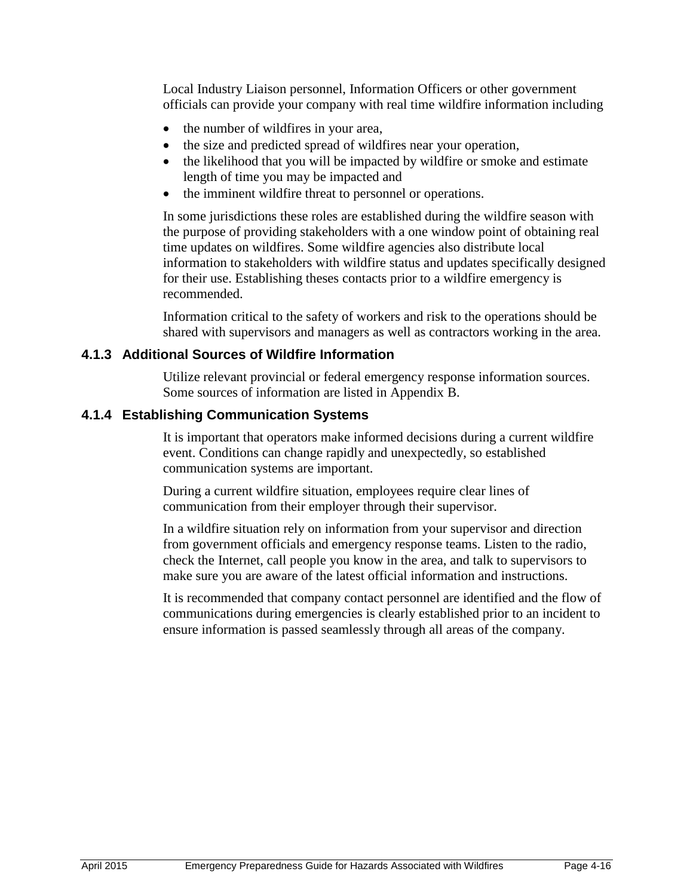Local Industry Liaison personnel, Information Officers or other government officials can provide your company with real time wildfire information including

- the number of wildfires in your area,
- the size and predicted spread of wildfires near your operation,
- the likelihood that you will be impacted by wildfire or smoke and estimate length of time you may be impacted and
- the imminent wildfire threat to personnel or operations.

In some jurisdictions these roles are established during the wildfire season with the purpose of providing stakeholders with a one window point of obtaining real time updates on wildfires. Some wildfire agencies also distribute local information to stakeholders with wildfire status and updates specifically designed for their use. Establishing theses contacts prior to a wildfire emergency is recommended.

Information critical to the safety of workers and risk to the operations should be shared with supervisors and managers as well as contractors working in the area.

### 4.1.3 Additional Sources of Wildfire Information

Utilize relevant provincial or federal emergency response information sources. Some sources of information are listed in Appendix B.

### 4.1.4 Establishing Communication Systems

It is important that operators make informed decisions during a current wildfire event. Conditions can change rapidly and unexpectedly, so established communication systems are important.

During a current wildfire situation, employees require clear lines of communication from their employer through their supervisor.

In a wildfire situation rely on information from your supervisor and direction from government officials and emergency response teams. Listen to the radio, check the Internet, call people you know in the area, and talk to supervisors to make sure you are aware of the latest official information and instructions.

It is recommended that company contact personnel are identified and the flow of communications during emergencies is clearly established prior to an incident to ensure information is passed seamlessly through all areas of the company.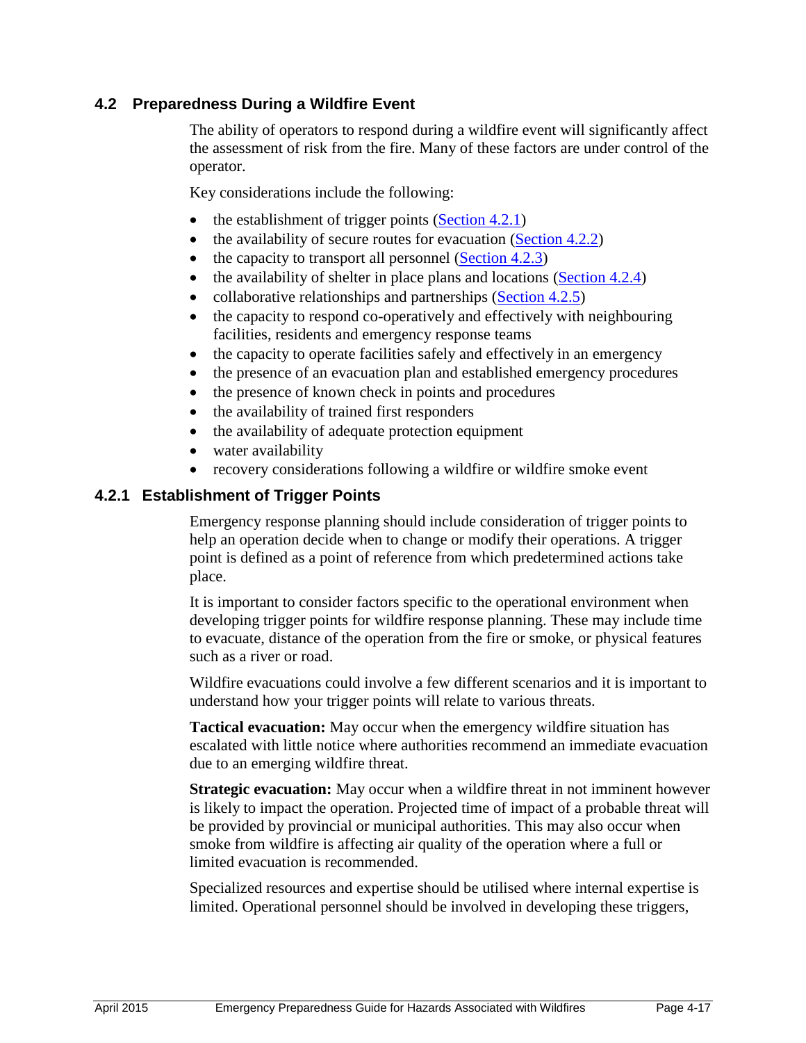## 4.2 Preparedness During a Wildfire Event

The ability of operators to respond during a wildfire event will significantly affect the assessment of risk from the fire. Many of these factors are under control of the operator.

Key considerations include the following:

- the establishment of trigger points (Section 4.2.1)
- the availability of secure routes for evacuation (Section 4.2.2)
- the capacity to transport all personnel (Section 4.2.3)
- the availability of shelter in place plans and locations (Section 4.2.4)
- collaborative relationships and partnerships (Section 4.2.5)
- the capacity to respond co-operatively and effectively with neighbouring facilities, residents and emergency response teams
- the capacity to operate facilities safely and effectively in an emergency
- the presence of an evacuation plan and established emergency procedures
- the presence of known check in points and procedures
- the availability of trained first responders
- the availability of adequate protection equipment
- water availability
- recovery considerations following a wildfire or wildfire smoke event

### 4.2.1 Establishment of Trigger Points

Emergency response planning should include consideration of trigger points to help an operation decide when to change or modify their operations. A trigger point is defined as a point of reference from which predetermined actions take place.

It is important to consider factors specific to the operational environment when developing trigger points for wildfire response planning. These may include time to evacuate, distance of the operation from the fire or smoke, or physical features such as a river or road.

Wildfire evacuations could involve a few different scenarios and it is important to understand how your trigger points will relate to various threats.

**Tactical evacuation:** May occur when the emergency wildfire situation has escalated with little notice where authorities recommend an immediate evacuation due to an emerging wildfire threat.

**Strategic evacuation:** May occur when a wildfire threat in not imminent however is likely to impact the operation. Projected time of impact of a probable threat will be provided by provincial or municipal authorities. This may also occur when smoke from wildfire is affecting air quality of the operation where a full or limited evacuation is recommended.

Specialized resources and expertise should be utilised where internal expertise is limited. Operational personnel should be involved in developing these triggers,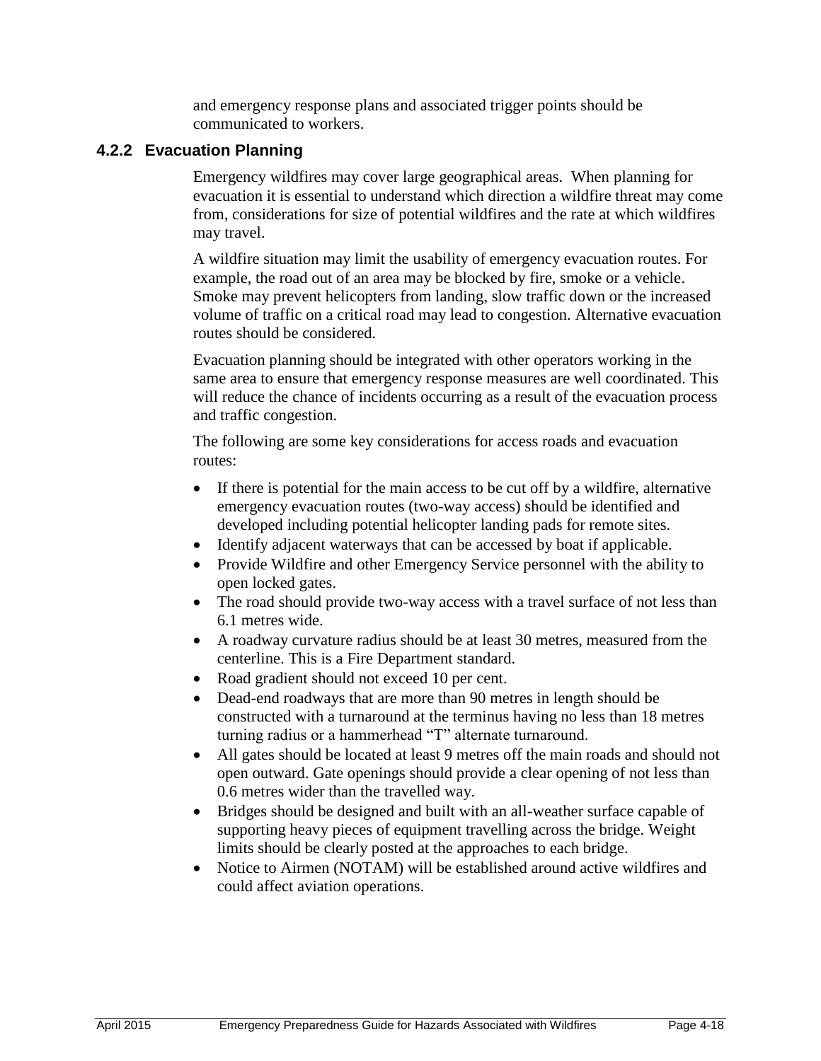and emergency response plans and associated trigger points should be communicated to workers.

### 4.2.2 Evacuation Planning

Emergency wildfires may cover large geographical areas. When planning for evacuation it is essential to understand which direction a wildfire threat may come from, considerations for size of potential wildfires and the rate at which wildfires may travel.

A wildfire situation may limit the usability of emergency evacuation routes. For example, the road out of an area may be blocked by fire, smoke or a vehicle. Smoke may prevent helicopters from landing, slow traffic down or the increased volume of traffic on a critical road may lead to congestion. Alternative evacuation routes should be considered.

Evacuation planning should be integrated with other operators working in the same area to ensure that emergency response measures are well coordinated. This will reduce the chance of incidents occurring as a result of the evacuation process and traffic congestion.

The following are some key considerations for access roads and evacuation routes:

- If there is potential for the main access to be cut off by a wildfire, alternative emergency evacuation routes (two-way access) should be identified and developed including potential helicopter landing pads for remote sites.
- Identify adjacent waterways that can be accessed by boat if applicable.
- Provide Wildfire and other Emergency Service personnel with the ability to open locked gates.
- The road should provide two-way access with a travel surface of not less than 6.1 metres wide.
- A roadway curvature radius should be at least 30 metres, measured from the centerline. This is a Fire Department standard.
- Road gradient should not exceed 10 per cent.
- Dead-end roadways that are more than 90 metres in length should be constructed with a turnaround at the terminus having no less than 18 metres turning radius or a hammerhead “T” alternate turnaround.
- All gates should be located at least 9 metres off the main roads and should not open outward. Gate openings should provide a clear opening of not less than 0.6 metres wider than the travelled way.
- Bridges should be designed and built with an all-weather surface capable of supporting heavy pieces of equipment travelling across the bridge. Weight limits should be clearly posted at the approaches to each bridge.
- Notice to Airmen (NOTAM) will be established around active wildfires and could affect aviation operations.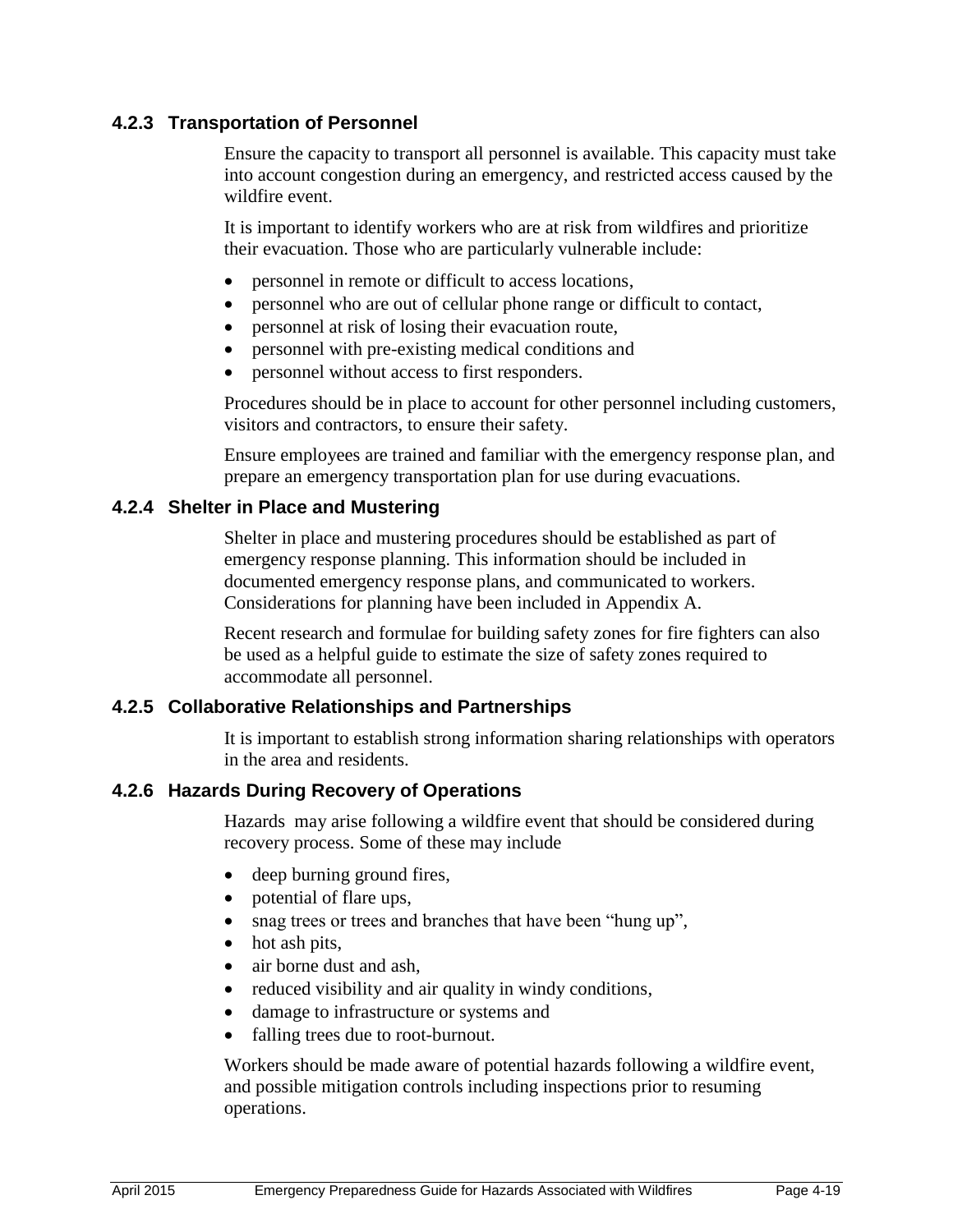### 4.2.3 Transportation of Personnel

Ensure the capacity to transport all personnel is available. This capacity must take into account congestion during an emergency, and restricted access caused by the wildfire event.

It is important to identify workers who are at risk from wildfires and prioritize their evacuation. Those who are particularly vulnerable include:

- personnel in remote or difficult to access locations,
- personnel who are out of cellular phone range or difficult to contact,
- personnel at risk of losing their evacuation route,
- personnel with pre-existing medical conditions and
- personnel without access to first responders.

Procedures should be in place to account for other personnel including customers, visitors and contractors, to ensure their safety.

Ensure employees are trained and familiar with the emergency response plan, and prepare an emergency transportation plan for use during evacuations.

### 4.2.4 Shelter in Place and Mustering

Shelter in place and mustering procedures should be established as part of emergency response planning. This information should be included in documented emergency response plans, and communicated to workers. Considerations for planning have been included in Appendix A.

Recent research and formulae for building safety zones for fire fighters can also be used as a helpful guide to estimate the size of safety zones required to accommodate all personnel.

### 4.2.5 Collaborative Relationships and Partnerships

It is important to establish strong information sharing relationships with operators in the area and residents.

### 4.2.6 Hazards During Recovery of Operations

Hazards may arise following a wildfire event that should be considered during recovery process. Some of these may include

- deep burning ground fires,
- potential of flare ups,
- snag trees or trees and branches that have been "hung up",
- hot ash pits,
- air borne dust and ash,
- reduced visibility and air quality in windy conditions,
- damage to infrastructure or systems and
- falling trees due to root-burnout.

Workers should be made aware of potential hazards following a wildfire event, and possible mitigation controls including inspections prior to resuming operations.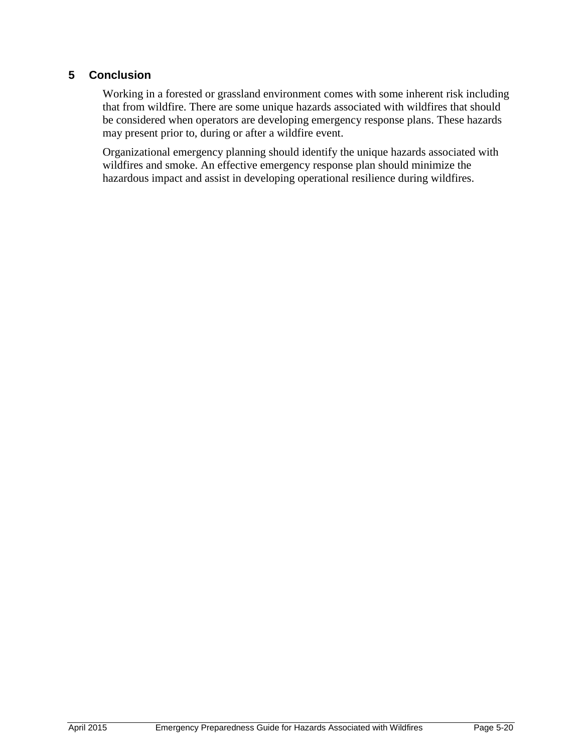# 5 Conclusion

Working in a forested or grassland environment comes with some inherent risk including that from wildfire. There are some unique hazards associated with wildfires that should be considered when operators are developing emergency response plans. These hazards may present prior to, during or after a wildfire event.

Organizational emergency planning should identify the unique hazards associated with wildfires and smoke. An effective emergency response plan should minimize the hazardous impact and assist in developing operational resilience during wildfires.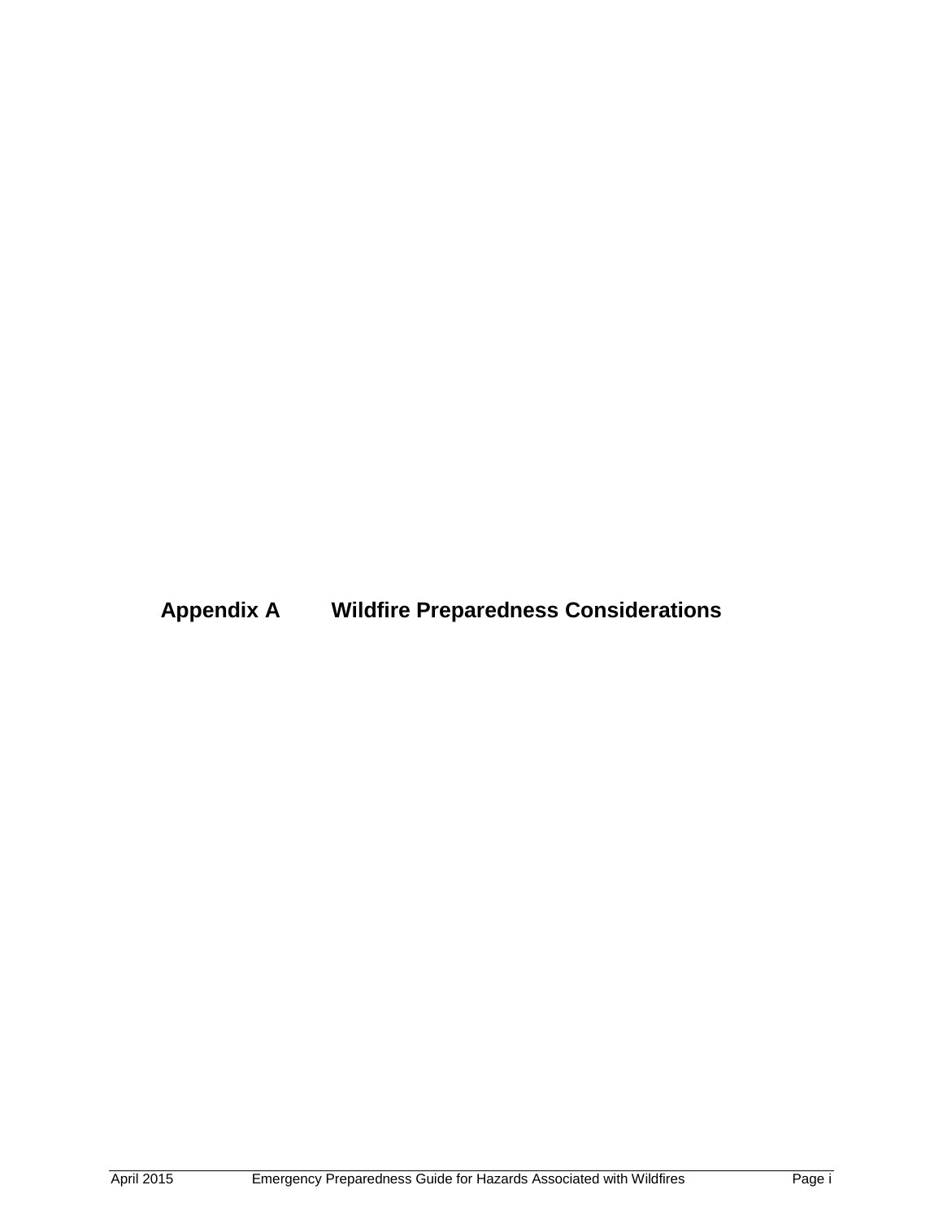# Appendix A Wildfire Preparedness Considerations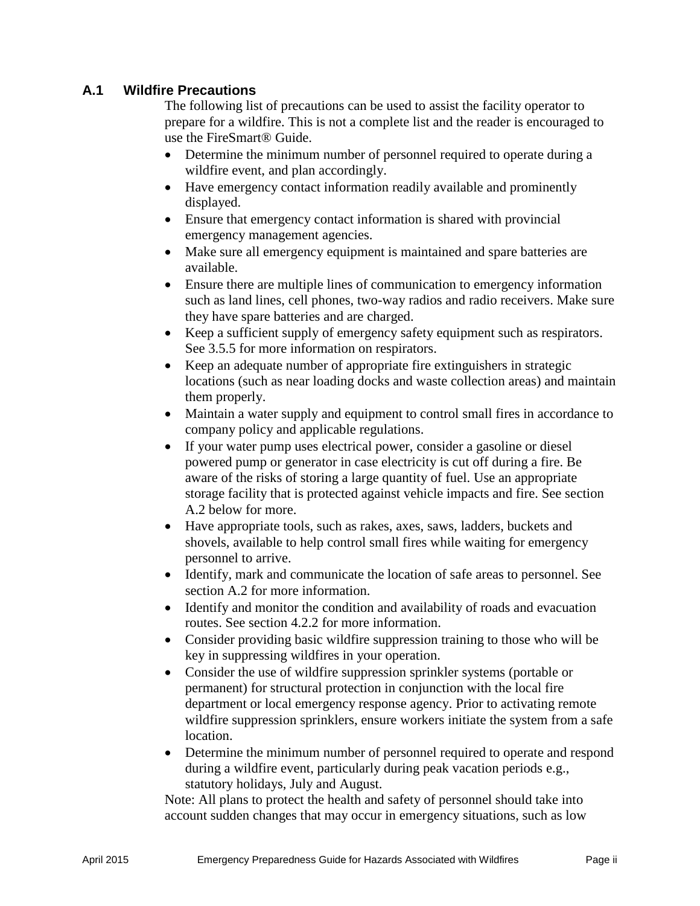## A.1 Wildfire Precautions

The following list of precautions can be used to assist the facility operator to prepare for a wildfire. This is not a complete list and the reader is encouraged to use the FireSmart® Guide.

- Determine the minimum number of personnel required to operate during a wildfire event, and plan accordingly.
- Have emergency contact information readily available and prominently displayed.
- Ensure that emergency contact information is shared with provincial emergency management agencies.
- Make sure all emergency equipment is maintained and spare batteries are available.
- Ensure there are multiple lines of communication to emergency information such as land lines, cell phones, two-way radios and radio receivers. Make sure they have spare batteries and are charged.
- Keep a sufficient supply of emergency safety equipment such as respirators. See 3.5.5 for more information on respirators.
- Keep an adequate number of appropriate fire extinguishers in strategic locations (such as near loading docks and waste collection areas) and maintain them properly.
- Maintain a water supply and equipment to control small fires in accordance to company policy and applicable regulations.
- If your water pump uses electrical power, consider a gasoline or diesel powered pump or generator in case electricity is cut off during a fire. Be aware of the risks of storing a large quantity of fuel. Use an appropriate storage facility that is protected against vehicle impacts and fire. See section A.2 below for more.
- Have appropriate tools, such as rakes, axes, saws, ladders, buckets and shovels, available to help control small fires while waiting for emergency personnel to arrive.
- Identify, mark and communicate the location of safe areas to personnel. See section A.2 for more information.
- Identify and monitor the condition and availability of roads and evacuation routes. See section 4.2.2 for more information.
- Consider providing basic wildfire suppression training to those who will be key in suppressing wildfires in your operation.
- Consider the use of wildfire suppression sprinkler systems (portable or permanent) for structural protection in conjunction with the local fire department or local emergency response agency. Prior to activating remote wildfire suppression sprinklers, ensure workers initiate the system from a safe location.
- Determine the minimum number of personnel required to operate and respond during a wildfire event, particularly during peak vacation periods e.g., statutory holidays, July and August.

Note: All plans to protect the health and safety of personnel should take into account sudden changes that may occur in emergency situations, such as low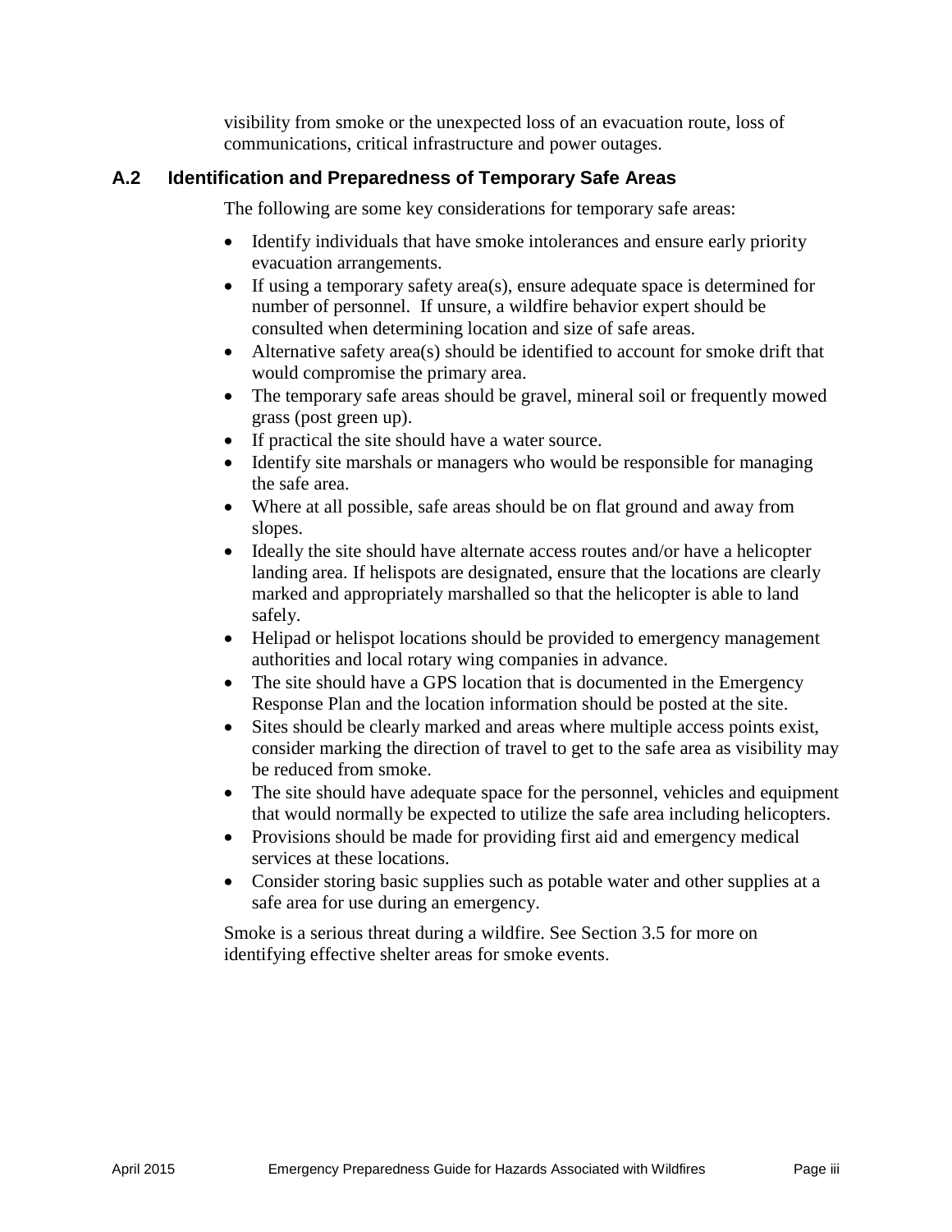visibility from smoke or the unexpected loss of an evacuation route, loss of communications, critical infrastructure and power outages.

## A.2 Identification and Preparedness of Temporary Safe Areas

The following are some key considerations for temporary safe areas:

- Identify individuals that have smoke intolerances and ensure early priority evacuation arrangements.
- If using a temporary safety area(s), ensure adequate space is determined for number of personnel. If unsure, a wildfire behavior expert should be consulted when determining location and size of safe areas.
- Alternative safety area(s) should be identified to account for smoke drift that would compromise the primary area.
- The temporary safe areas should be gravel, mineral soil or frequently mowed grass (post green up).
- If practical the site should have a water source.
- Identify site marshals or managers who would be responsible for managing the safe area.
- Where at all possible, safe areas should be on flat ground and away from slopes.
- Ideally the site should have alternate access routes and/or have a helicopter landing area. If helispots are designated, ensure that the locations are clearly marked and appropriately marshalled so that the helicopter is able to land safely.
- Helipad or helispot locations should be provided to emergency management authorities and local rotary wing companies in advance.
- The site should have a GPS location that is documented in the Emergency Response Plan and the location information should be posted at the site.
- Sites should be clearly marked and areas where multiple access points exist, consider marking the direction of travel to get to the safe area as visibility may be reduced from smoke.
- The site should have adequate space for the personnel, vehicles and equipment that would normally be expected to utilize the safe area including helicopters.
- Provisions should be made for providing first aid and emergency medical services at these locations.
- Consider storing basic supplies such as potable water and other supplies at a safe area for use during an emergency.

Smoke is a serious threat during a wildfire. See Section 3.5 for more on identifying effective shelter areas for smoke events.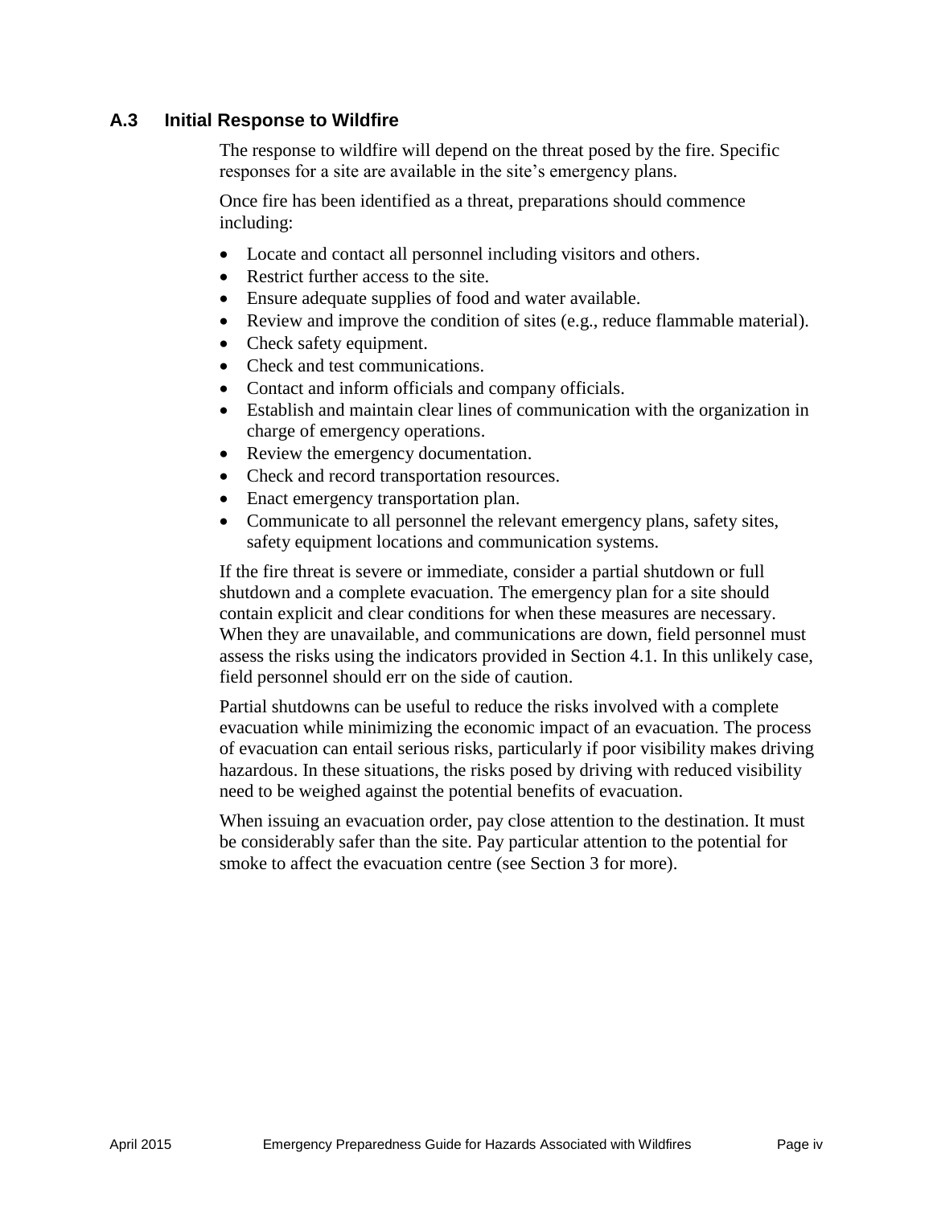### A.3 Initial Response to Wildfire

The response to wildfire will depend on the threat posed by the fire. Specific responses for a site are available in the site's emergency plans.

Once fire has been identified as a threat, preparations should commence including:

- Locate and contact all personnel including visitors and others.
- Restrict further access to the site.
- Ensure adequate supplies of food and water available.
- Review and improve the condition of sites (e.g., reduce flammable material).
- Check safety equipment.
- Check and test communications.
- Contact and inform officials and company officials.
- Establish and maintain clear lines of communication with the organization in charge of emergency operations.
- Review the emergency documentation.
- Check and record transportation resources.
- Enact emergency transportation plan.
- Communicate to all personnel the relevant emergency plans, safety sites, safety equipment locations and communication systems.

If the fire threat is severe or immediate, consider a partial shutdown or full shutdown and a complete evacuation. The emergency plan for a site should contain explicit and clear conditions for when these measures are necessary. When they are unavailable, and communications are down, field personnel must assess the risks using the indicators provided in Section 4.1. In this unlikely case, field personnel should err on the side of caution.

Partial shutdowns can be useful to reduce the risks involved with a complete evacuation while minimizing the economic impact of an evacuation. The process of evacuation can entail serious risks, particularly if poor visibility makes driving hazardous. In these situations, the risks posed by driving with reduced visibility need to be weighed against the potential benefits of evacuation.

When issuing an evacuation order, pay close attention to the destination. It must be considerably safer than the site. Pay particular attention to the potential for smoke to affect the evacuation centre (see Section 3 for more).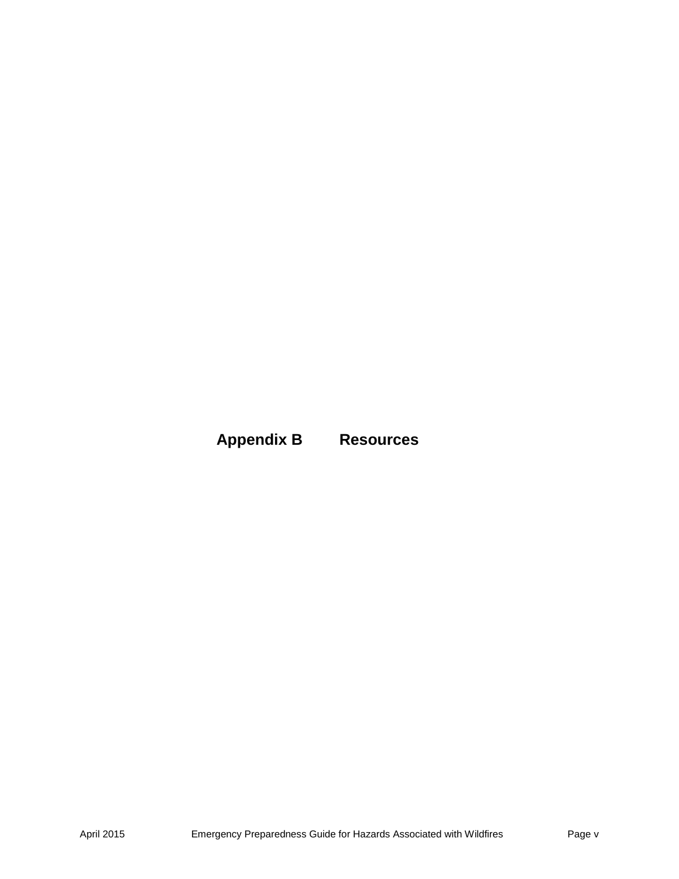# Appendix B Resources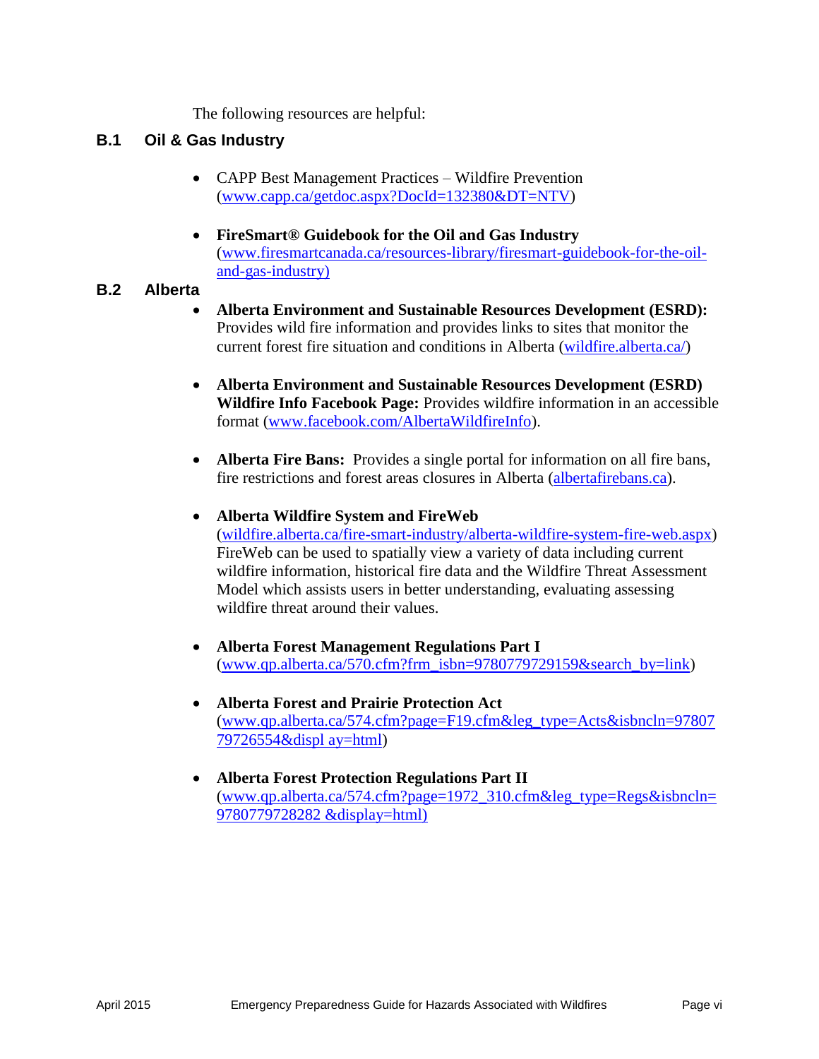The following resources are helpful:

## B.1 Oil & Gas Industry

- CAPP Best Management Practices – Wildfire Prevention (www.capp.ca/getdoc.aspx?DocId=132380&DT=NTV)
- **FireSmart® Guidebook for the Oil and Gas Industry** (www.firesmartcanada.ca/resources-library/firesmart-guidebook-for-the-oil-and-gas-industry)

## B.2 Alberta

- **Alberta Environment and Sustainable Resources Development (ESRD):** Provides wild fire information and provides links to sites that monitor the current forest fire situation and conditions in Alberta (wildfire.alberta.ca/)
- **Alberta Environment and Sustainable Resources Development (ESRD) Wildfire Info Facebook Page:** Provides wildfire information in an accessible format (www.facebook.com/AlbertaWildfireInfo).
- **Alberta Fire Bans:** Provides a single portal for information on all fire bans, fire restrictions and forest areas closures in Alberta (albertafirebans.ca).
- **Alberta Wildfire System and FireWeb** (wildfire.alberta.ca/fire-smart-industry/alberta-wildfire-system-fire-web.aspx) FireWeb can be used to spatially view a variety of data including current wildfire information, historical fire data and the Wildfire Threat Assessment Model which assists users in better understanding, evaluating assessing wildfire threat around their values.
- **Alberta Forest Management Regulations Part I** (www.qp.alberta.ca/570.cfm?frm_isbn=9780779729159&search_by=link)
- **Alberta Forest and Prairie Protection Act** (www.qp.alberta.ca/574.cfm?page=F19.cfm&leg_type=Acts&isbncln=9780779726554&displ ay=html)
- **Alberta Forest Protection Regulations Part II** (www.qp.alberta.ca/574.cfm?page=1972_310.cfm&leg_type=Regs&isbncln=9780779728282 &display=html)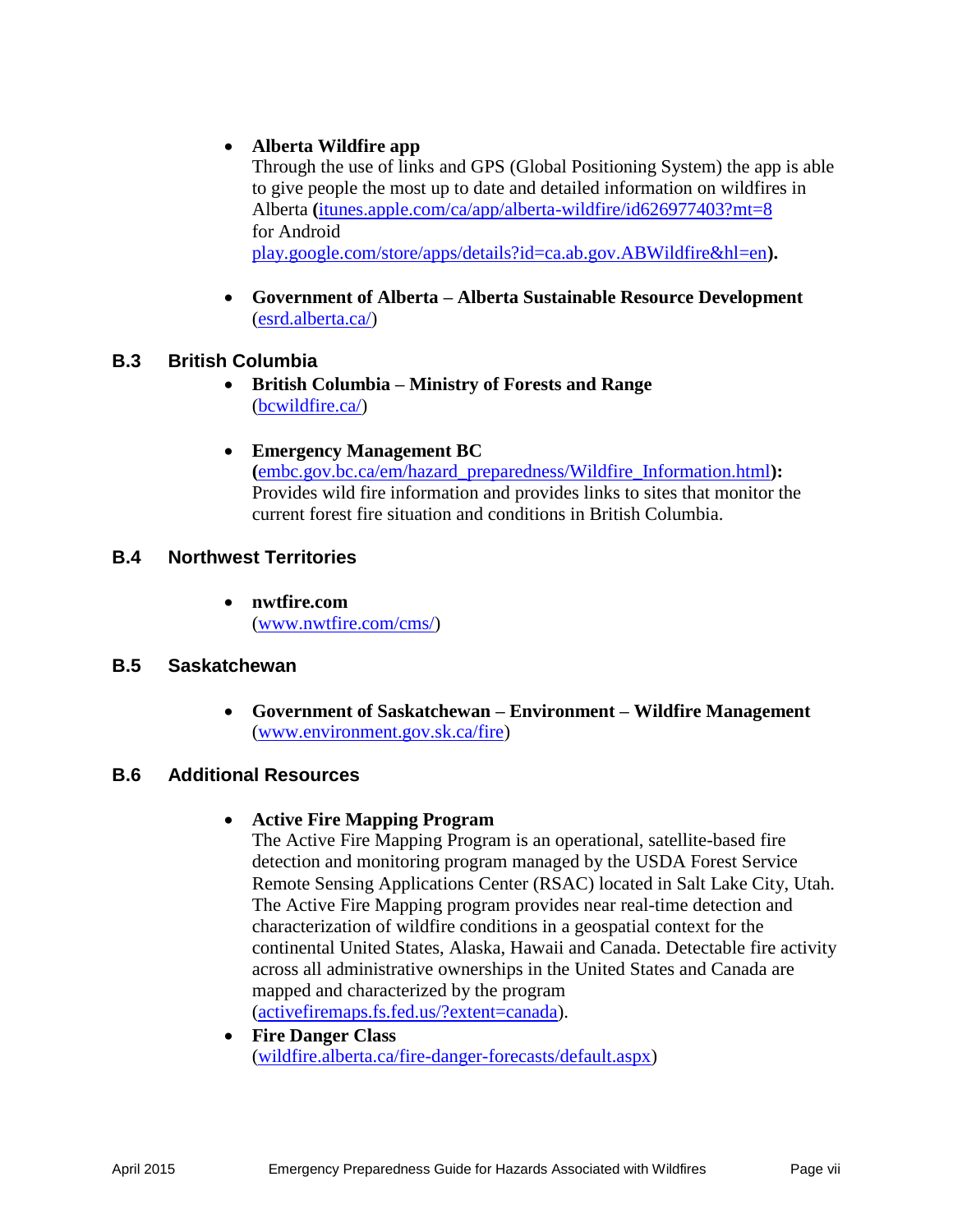- **Alberta Wildfire app**
  Through the use of links and GPS (Global Positioning System) the app is able to give people the most up to date and detailed information on wildfires in Alberta **(**itunes.apple.com/ca/app/alberta-wildfire/id626977403?mt=8 for Android play.google.com/store/apps/details?id=ca.ab.gov.ABWildfire&hl=en**).**

- **Government of Alberta – Alberta Sustainable Resource Development**
  (esrd.alberta.ca/)

## B.3 British Columbia

- **British Columbia – Ministry of Forests and Range**
  (bcwildfire.ca/)

- **Emergency Management BC**
  **(**embc.gov.bc.ca/em/hazard_preparedness/Wildfire_Information.html**):** Provides wild fire information and provides links to sites that monitor the current forest fire situation and conditions in British Columbia.

## B.4 Northwest Territories

- **nwtfire.com**
  (www.nwtfire.com/cms/)

## B.5 Saskatchewan

- **Government of Saskatchewan – Environment – Wildfire Management**
  (www.environment.gov.sk.ca/fire)

## B.6 Additional Resources

- **Active Fire Mapping Program**
  The Active Fire Mapping Program is an operational, satellite-based fire detection and monitoring program managed by the USDA Forest Service Remote Sensing Applications Center (RSAC) located in Salt Lake City, Utah. The Active Fire Mapping program provides near real-time detection and characterization of wildfire conditions in a geospatial context for the continental United States, Alaska, Hawaii and Canada. Detectable fire activity across all administrative ownerships in the United States and Canada are mapped and characterized by the program (activefiremaps.fs.fed.us/?extent=canada).
- **Fire Danger Class**
  (wildfire.alberta.ca/fire-danger-forecasts/default.aspx)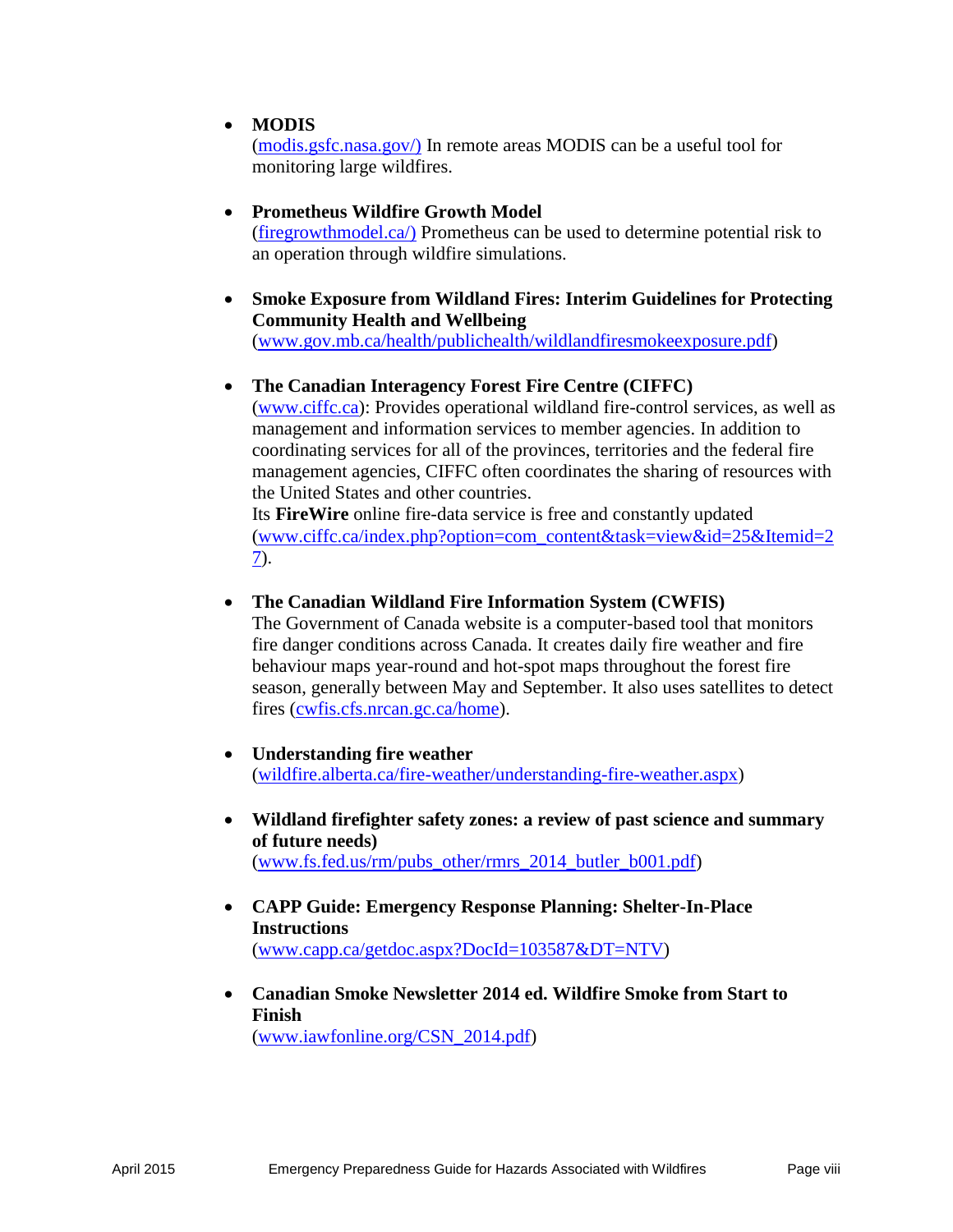- **MODIS**
(modis.gsfc.nasa.gov/) In remote areas MODIS can be a useful tool for monitoring large wildfires.

- **Prometheus Wildfire Growth Model**
(firegrowthmodel.ca/) Prometheus can be used to determine potential risk to an operation through wildfire simulations.

- **Smoke Exposure from Wildland Fires: Interim Guidelines for Protecting Community Health and Wellbeing**
(www.gov.mb.ca/health/publichealth/wildlandfiresmokeexposure.pdf)

- **The Canadian Interagency Forest Fire Centre (CIFFC)**
(www.ciffc.ca): Provides operational wildland fire-control services, as well as management and information services to member agencies. In addition to coordinating services for all of the provinces, territories and the federal fire management agencies, CIFFC often coordinates the sharing of resources with the United States and other countries.
Its **FireWire** online fire-data service is free and constantly updated (www.ciffc.ca/index.php?option=com_content&task=view&id=25&Itemid=27).

- **The Canadian Wildland Fire Information System (CWFIS)**
The Government of Canada website is a computer-based tool that monitors fire danger conditions across Canada. It creates daily fire weather and fire behaviour maps year-round and hot-spot maps throughout the forest fire season, generally between May and September. It also uses satellites to detect fires (cwfis.cfs.nrcan.gc.ca/home).

- **Understanding fire weather**
(wildfire.alberta.ca/fire-weather/understanding-fire-weather.aspx)

- **Wildland firefighter safety zones: a review of past science and summary of future needs)**
(www.fs.fed.us/rm/pubs_other/rmrs_2014_butler_b001.pdf)

- **CAPP Guide: Emergency Response Planning: Shelter-In-Place Instructions**
(www.capp.ca/getdoc.aspx?DocId=103587&DT=NTV)

- **Canadian Smoke Newsletter 2014 ed. Wildfire Smoke from Start to Finish**
(www.iawfonline.org/CSN_2014.pdf)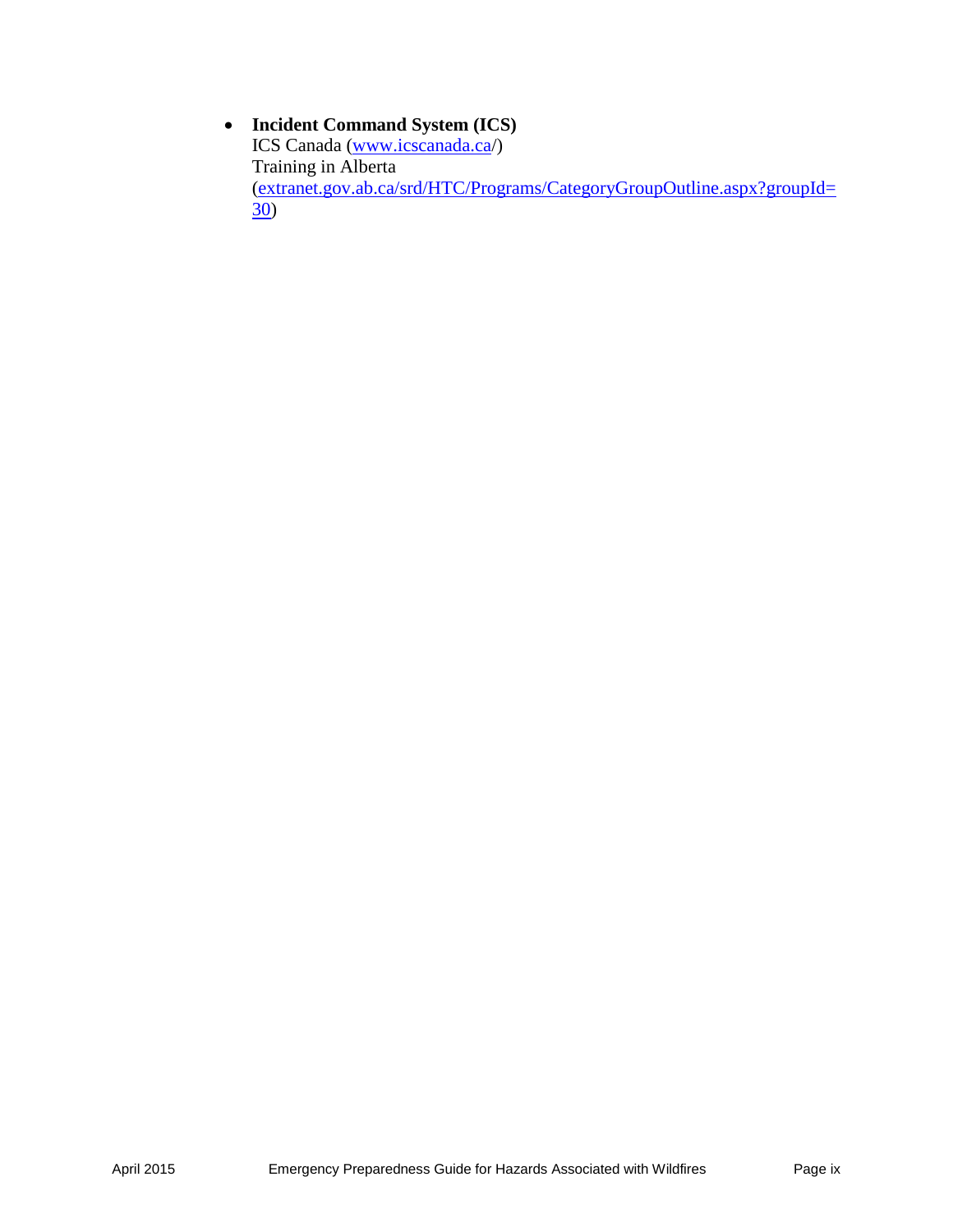- **Incident Command System (ICS)**
  ICS Canada (www.icscanada.ca/)
  Training in Alberta
  (extranet.gov.ab.ca/srd/HTC/Programs/CategoryGroupOutline.aspx?groupId=30)